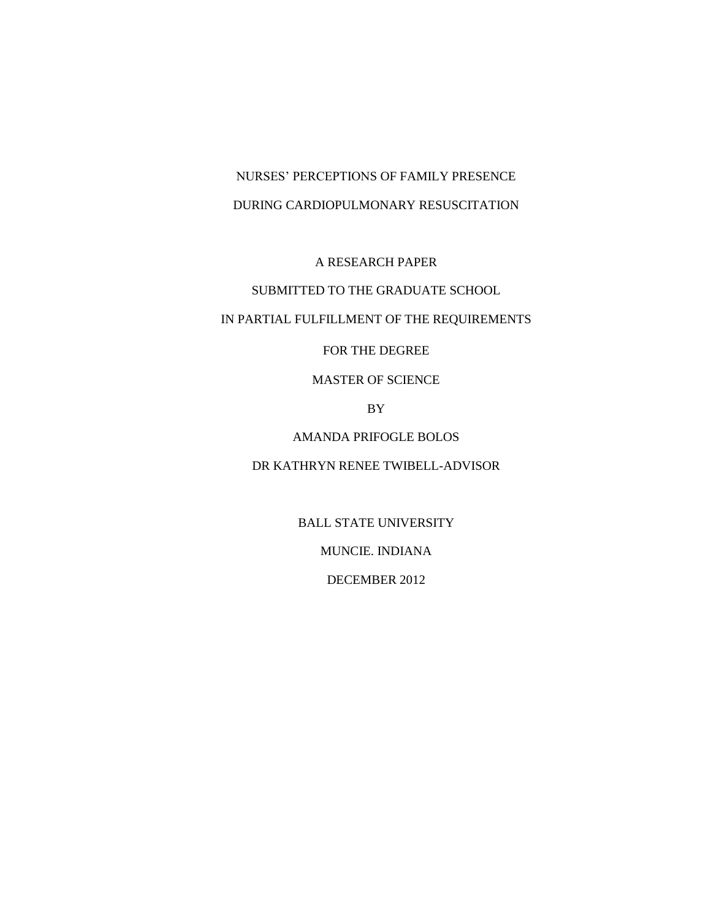# NURSES' PERCEPTIONS OF FAMILY PRESENCE DURING CARDIOPULMONARY RESUSCITATION

A RESEARCH PAPER

SUBMITTED TO THE GRADUATE SCHOOL

IN PARTIAL FULFILLMENT OF THE REQUIREMENTS

FOR THE DEGREE

MASTER OF SCIENCE

BY

AMANDA PRIFOGLE BOLOS

DR KATHRYN RENEE TWIBELL-ADVISOR

BALL STATE UNIVERSITY

MUNCIE. INDIANA

DECEMBER 2012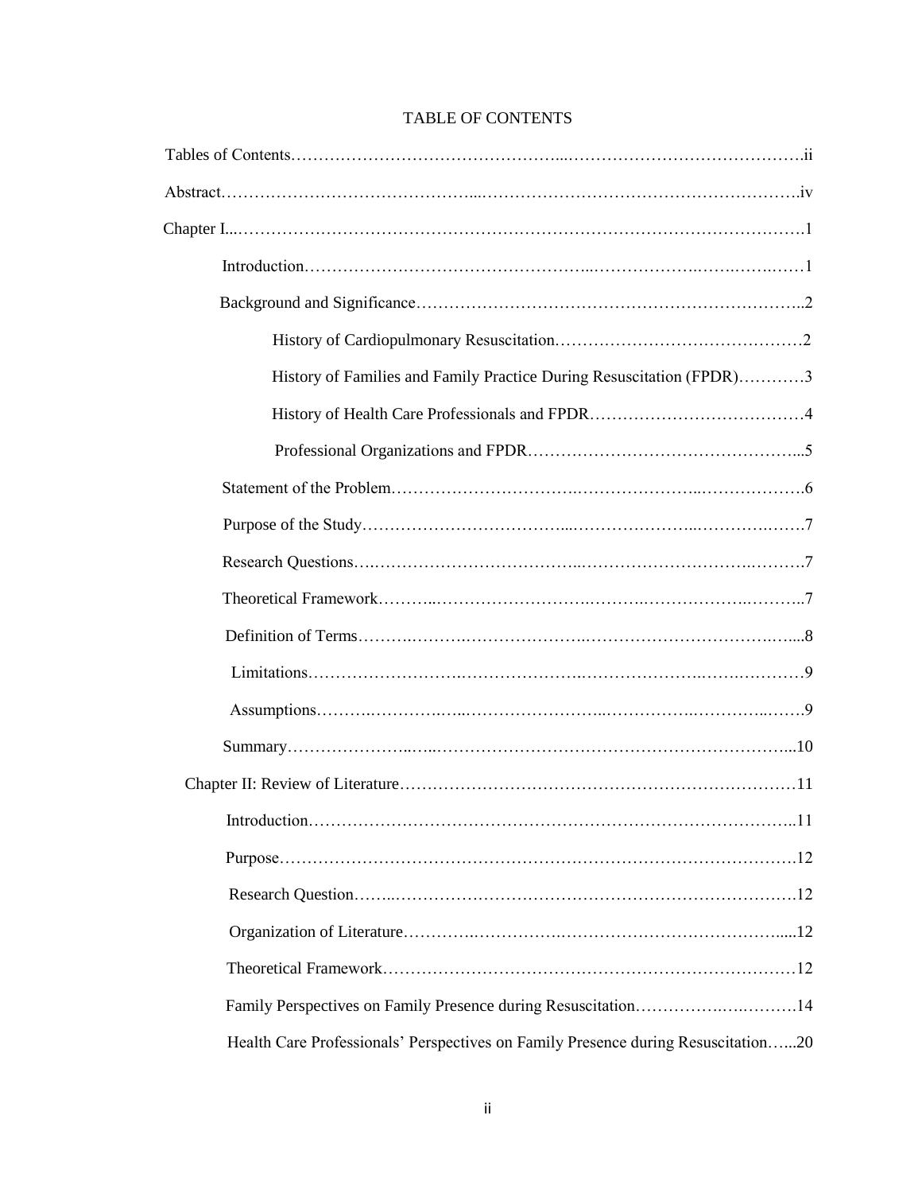# TABLE OF CONTENTS

Tables of Contents……………………………………………………………………………….ii

Abstract……………………………………………………………………………………….iv

Chapter I...……………………………………………………………………………………1

Introduction……………………………………………………………………………1

Background and Significance……………………………………………………………..2

History of Cardiopulmonary Resuscitation………………………………………2

History of Families and Family Practice During Resuscitation (FPDR)…………3

History of Health Care Professionals and FPDR…………………………………4

Professional Organizations and FPDR…………………………………………...5

Statement of the Problem……………………………………………………………….6

Purpose of the Study………………………………………………………………………7

Research Questions………………………………………………………………………7

Theoretical Framework…………………………………………………………………..7

Definition of Terms………………………………………………………………………...8

Limitations…………………………………………………………………………………9

Assumptions………………………………………………………………………………9

Summary…………………………………………………………………………………...10

Chapter II: Review of Literature………………………………………………………………11

Introduction………………………………………………………………………………..11

Purpose…………………………………………………………………………………….12

Research Question………………………………………………………………………….12

Organization of Literature………………………………………………………………....12

Theoretical Framework……………………………………………………………………12

Family Perspectives on Family Presence during Resuscitation…………………………….14

Health Care Professionals' Perspectives on Family Presence during Resuscitation…...20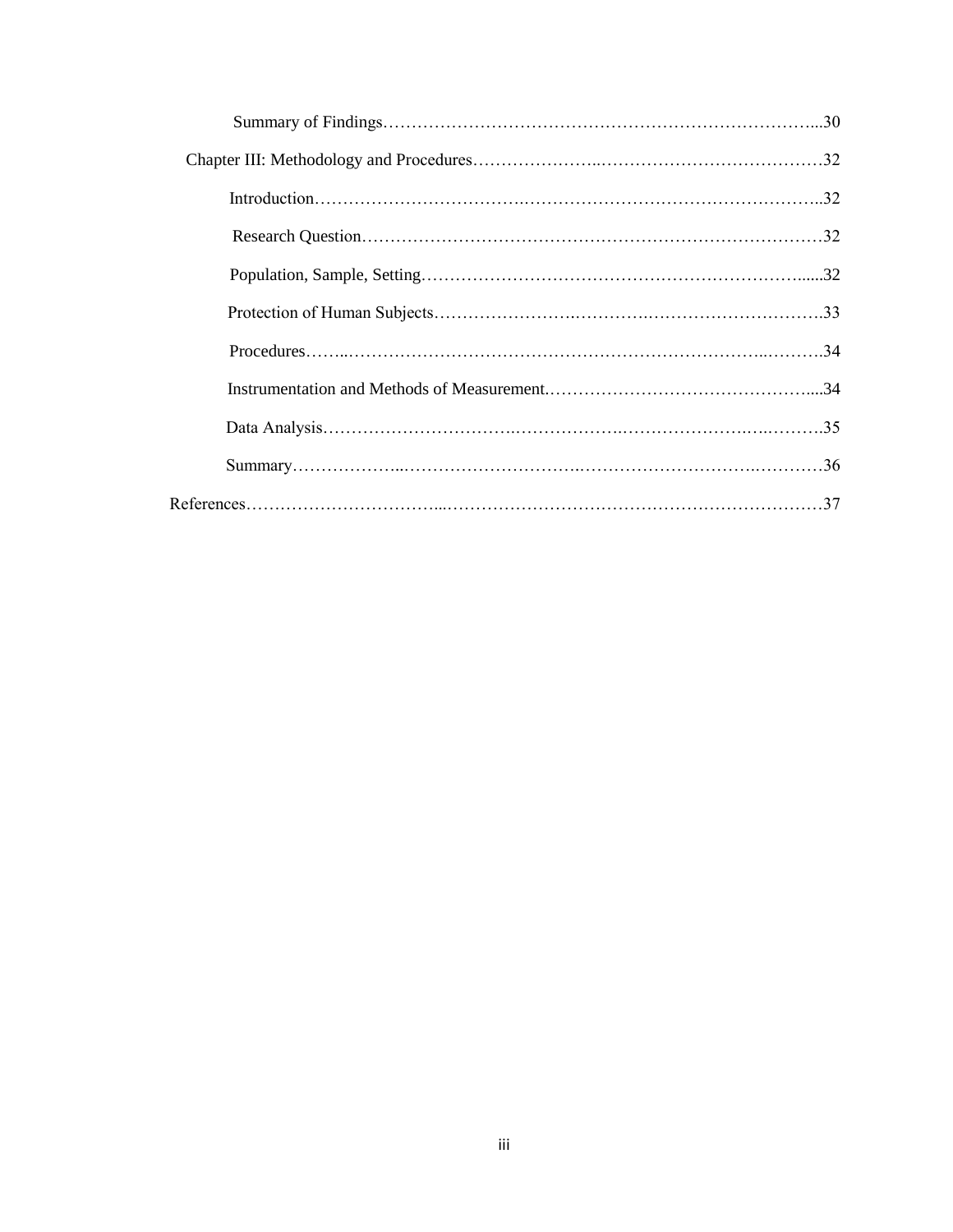Summary of Findings……………………………………………………………………...30

Chapter III: Methodology and Procedures…………………..…………………………………32

Introduction……………………………….……………………………………………..32

Research Question……………………………………………………………………32

Population, Sample, Setting…………………………………………………………......32

Protection of Human Subjects…………………….……….………………………….33

Procedures……..……………………………………………………………..……….34

Instrumentation and Methods of Measurement.………………………………………....34

Data Analysis…………………………….……………….…………………….….……….35

Summary………………..………………………….…………………………….…………36

References……………………………...…………………………………………………………37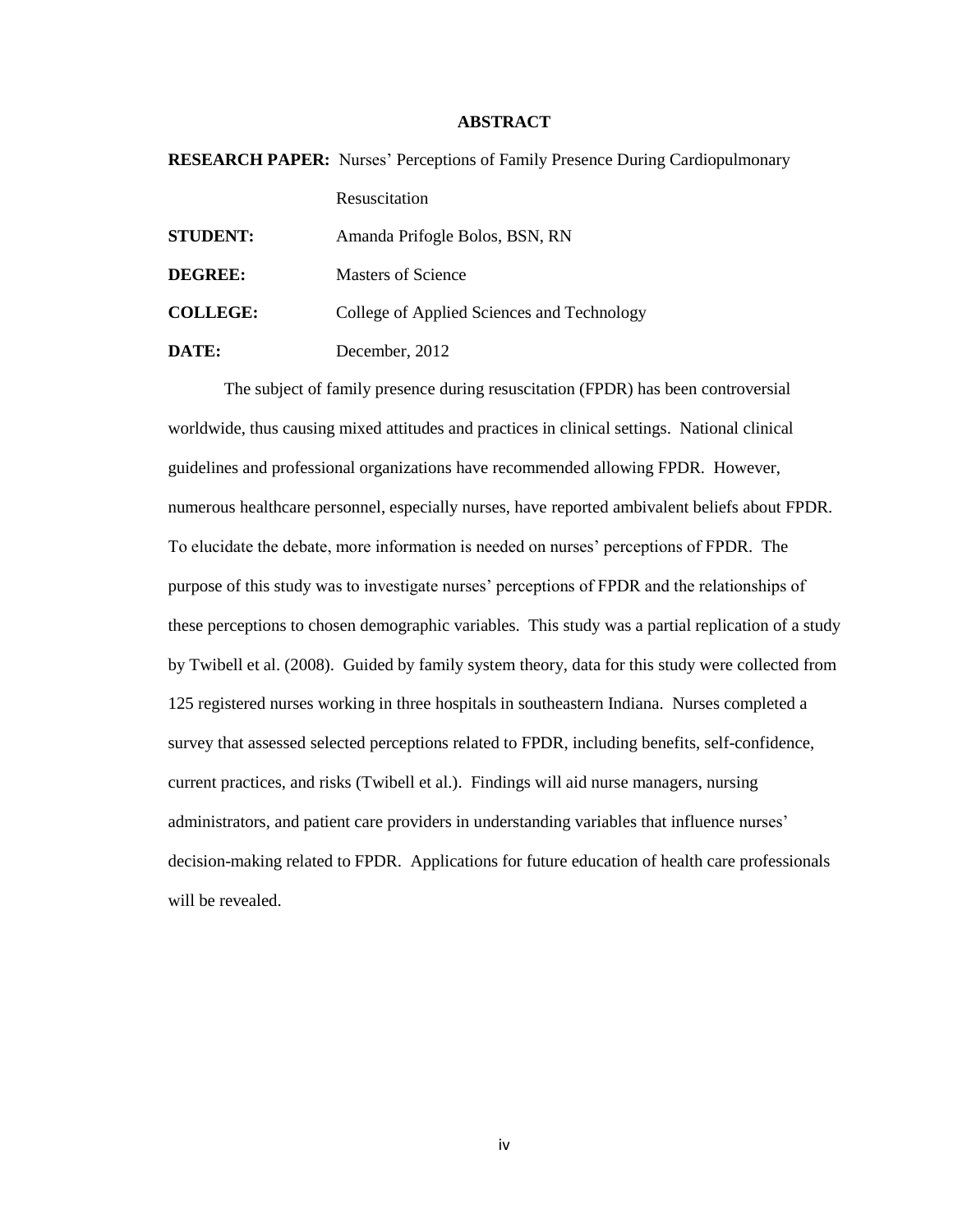# ABSTRACT

**RESEARCH PAPER:** Nurses' Perceptions of Family Presence During Cardiopulmonary Resuscitation

**STUDENT:** Amanda Prifogle Bolos, BSN, RN

**DEGREE:** Masters of Science

**COLLEGE:** College of Applied Sciences and Technology

**DATE:** December, 2012

The subject of family presence during resuscitation (FPDR) has been controversial worldwide, thus causing mixed attitudes and practices in clinical settings. National clinical guidelines and professional organizations have recommended allowing FPDR. However, numerous healthcare personnel, especially nurses, have reported ambivalent beliefs about FPDR. To elucidate the debate, more information is needed on nurses' perceptions of FPDR. The purpose of this study was to investigate nurses' perceptions of FPDR and the relationships of these perceptions to chosen demographic variables. This study was a partial replication of a study by Twibell et al. (2008). Guided by family system theory, data for this study were collected from 125 registered nurses working in three hospitals in southeastern Indiana. Nurses completed a survey that assessed selected perceptions related to FPDR, including benefits, self-confidence, current practices, and risks (Twibell et al.). Findings will aid nurse managers, nursing administrators, and patient care providers in understanding variables that influence nurses' decision-making related to FPDR. Applications for future education of health care professionals will be revealed.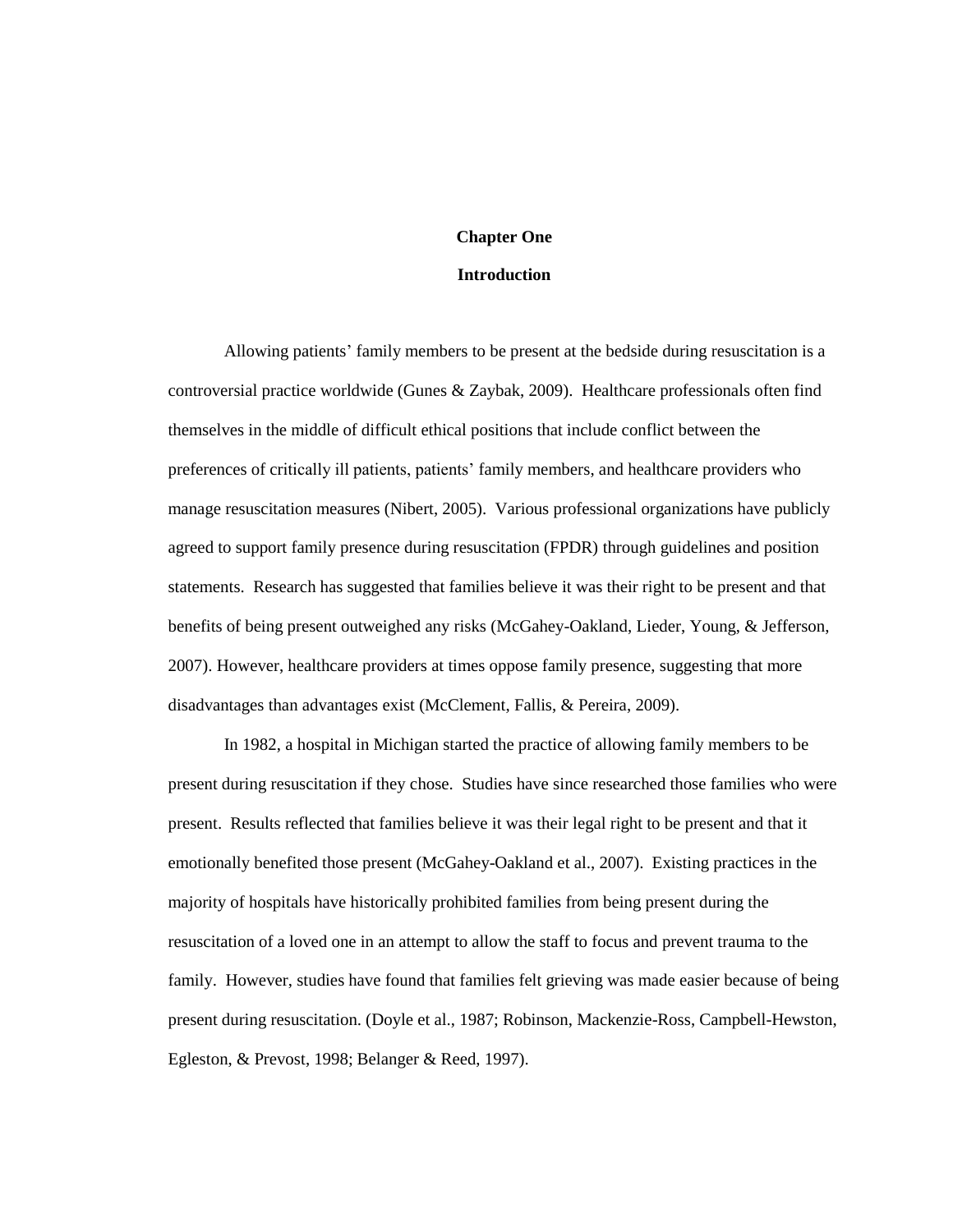# Chapter One

## Introduction

Allowing patients' family members to be present at the bedside during resuscitation is a controversial practice worldwide (Gunes & Zaybak, 2009). Healthcare professionals often find themselves in the middle of difficult ethical positions that include conflict between the preferences of critically ill patients, patients' family members, and healthcare providers who manage resuscitation measures (Nibert, 2005). Various professional organizations have publicly agreed to support family presence during resuscitation (FPDR) through guidelines and position statements. Research has suggested that families believe it was their right to be present and that benefits of being present outweighed any risks (McGahey-Oakland, Lieder, Young, & Jefferson, 2007). However, healthcare providers at times oppose family presence, suggesting that more disadvantages than advantages exist (McClement, Fallis, & Pereira, 2009).

In 1982, a hospital in Michigan started the practice of allowing family members to be present during resuscitation if they chose. Studies have since researched those families who were present. Results reflected that families believe it was their legal right to be present and that it emotionally benefited those present (McGahey-Oakland et al., 2007). Existing practices in the majority of hospitals have historically prohibited families from being present during the resuscitation of a loved one in an attempt to allow the staff to focus and prevent trauma to the family. However, studies have found that families felt grieving was made easier because of being present during resuscitation. (Doyle et al., 1987; Robinson, Mackenzie-Ross, Campbell-Hewston, Egleston, & Prevost, 1998; Belanger & Reed, 1997).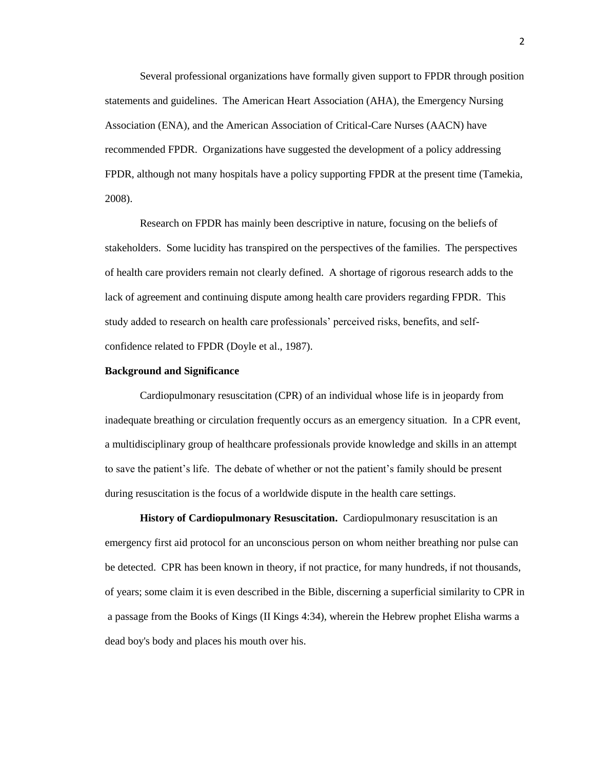Several professional organizations have formally given support to FPDR through position statements and guidelines. The American Heart Association (AHA), the Emergency Nursing Association (ENA), and the American Association of Critical-Care Nurses (AACN) have recommended FPDR. Organizations have suggested the development of a policy addressing FPDR, although not many hospitals have a policy supporting FPDR at the present time (Tamekia, 2008).

Research on FPDR has mainly been descriptive in nature, focusing on the beliefs of stakeholders. Some lucidity has transpired on the perspectives of the families. The perspectives of health care providers remain not clearly defined. A shortage of rigorous research adds to the lack of agreement and continuing dispute among health care providers regarding FPDR. This study added to research on health care professionals' perceived risks, benefits, and self-confidence related to FPDR (Doyle et al., 1987).

## Background and Significance

Cardiopulmonary resuscitation (CPR) of an individual whose life is in jeopardy from inadequate breathing or circulation frequently occurs as an emergency situation. In a CPR event, a multidisciplinary group of healthcare professionals provide knowledge and skills in an attempt to save the patient's life. The debate of whether or not the patient's family should be present during resuscitation is the focus of a worldwide dispute in the health care settings.

**History of Cardiopulmonary Resuscitation.** Cardiopulmonary resuscitation is an emergency first aid protocol for an unconscious person on whom neither breathing nor pulse can be detected. CPR has been known in theory, if not practice, for many hundreds, if not thousands, of years; some claim it is even described in the Bible, discerning a superficial similarity to CPR in a passage from the Books of Kings (II Kings 4:34), wherein the Hebrew prophet Elisha warms a dead boy's body and places his mouth over his.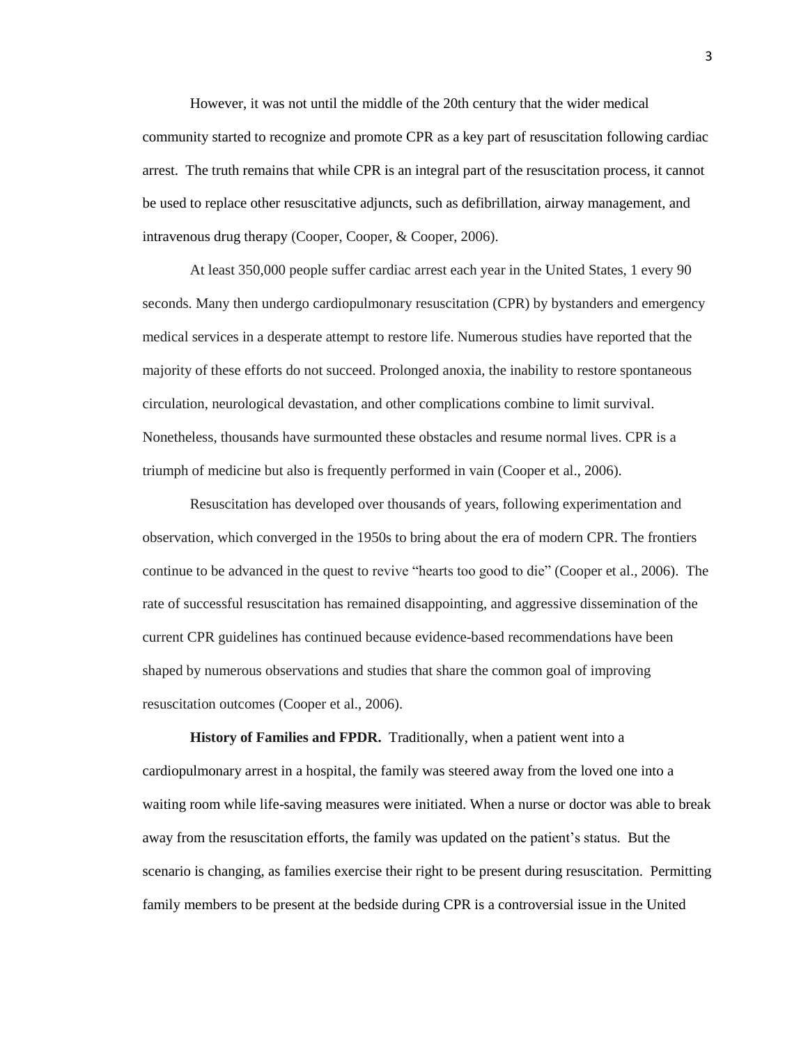However, it was not until the middle of the 20th century that the wider medical community started to recognize and promote CPR as a key part of resuscitation following cardiac arrest. The truth remains that while CPR is an integral part of the resuscitation process, it cannot be used to replace other resuscitative adjuncts, such as defibrillation, airway management, and intravenous drug therapy (Cooper, Cooper, & Cooper, 2006).

At least 350,000 people suffer cardiac arrest each year in the United States, 1 every 90 seconds. Many then undergo cardiopulmonary resuscitation (CPR) by bystanders and emergency medical services in a desperate attempt to restore life. Numerous studies have reported that the majority of these efforts do not succeed. Prolonged anoxia, the inability to restore spontaneous circulation, neurological devastation, and other complications combine to limit survival. Nonetheless, thousands have surmounted these obstacles and resume normal lives. CPR is a triumph of medicine but also is frequently performed in vain (Cooper et al., 2006).

Resuscitation has developed over thousands of years, following experimentation and observation, which converged in the 1950s to bring about the era of modern CPR. The frontiers continue to be advanced in the quest to revive "hearts too good to die" (Cooper et al., 2006). The rate of successful resuscitation has remained disappointing, and aggressive dissemination of the current CPR guidelines has continued because evidence-based recommendations have been shaped by numerous observations and studies that share the common goal of improving resuscitation outcomes (Cooper et al., 2006).

**History of Families and FPDR.** Traditionally, when a patient went into a cardiopulmonary arrest in a hospital, the family was steered away from the loved one into a waiting room while life-saving measures were initiated. When a nurse or doctor was able to break away from the resuscitation efforts, the family was updated on the patient's status. But the scenario is changing, as families exercise their right to be present during resuscitation. Permitting family members to be present at the bedside during CPR is a controversial issue in the United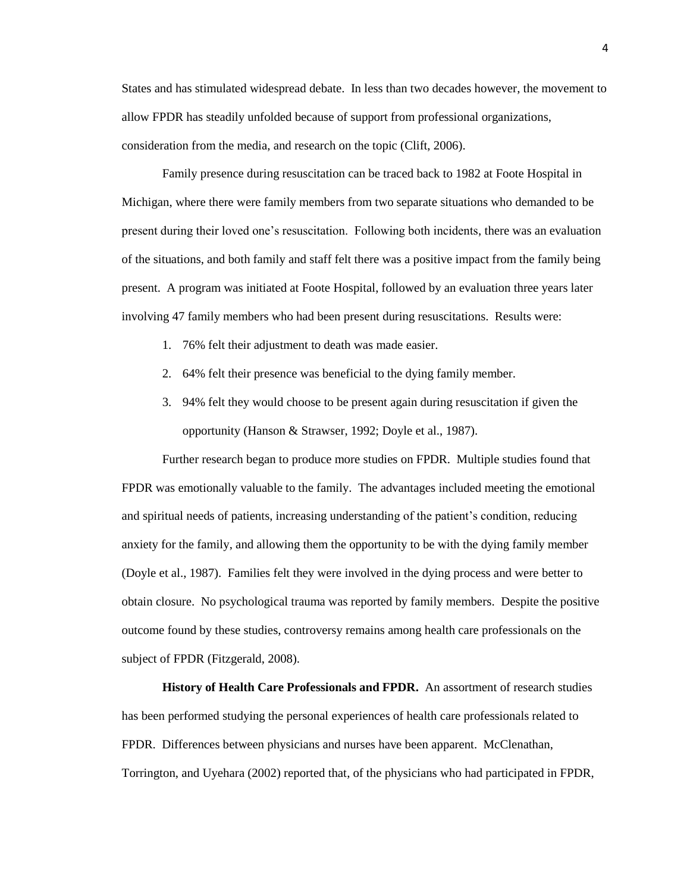States and has stimulated widespread debate. In less than two decades however, the movement to allow FPDR has steadily unfolded because of support from professional organizations, consideration from the media, and research on the topic (Clift, 2006).

Family presence during resuscitation can be traced back to 1982 at Foote Hospital in Michigan, where there were family members from two separate situations who demanded to be present during their loved one's resuscitation. Following both incidents, there was an evaluation of the situations, and both family and staff felt there was a positive impact from the family being present. A program was initiated at Foote Hospital, followed by an evaluation three years later involving 47 family members who had been present during resuscitations. Results were:

1. 76% felt their adjustment to death was made easier.
2. 64% felt their presence was beneficial to the dying family member.
3. 94% felt they would choose to be present again during resuscitation if given the opportunity (Hanson & Strawser, 1992; Doyle et al., 1987).

Further research began to produce more studies on FPDR. Multiple studies found that FPDR was emotionally valuable to the family. The advantages included meeting the emotional and spiritual needs of patients, increasing understanding of the patient's condition, reducing anxiety for the family, and allowing them the opportunity to be with the dying family member (Doyle et al., 1987). Families felt they were involved in the dying process and were better to obtain closure. No psychological trauma was reported by family members. Despite the positive outcome found by these studies, controversy remains among health care professionals on the subject of FPDR (Fitzgerald, 2008).

**History of Health Care Professionals and FPDR.** An assortment of research studies has been performed studying the personal experiences of health care professionals related to FPDR. Differences between physicians and nurses have been apparent. McClenathan, Torrington, and Uyehara (2002) reported that, of the physicians who had participated in FPDR,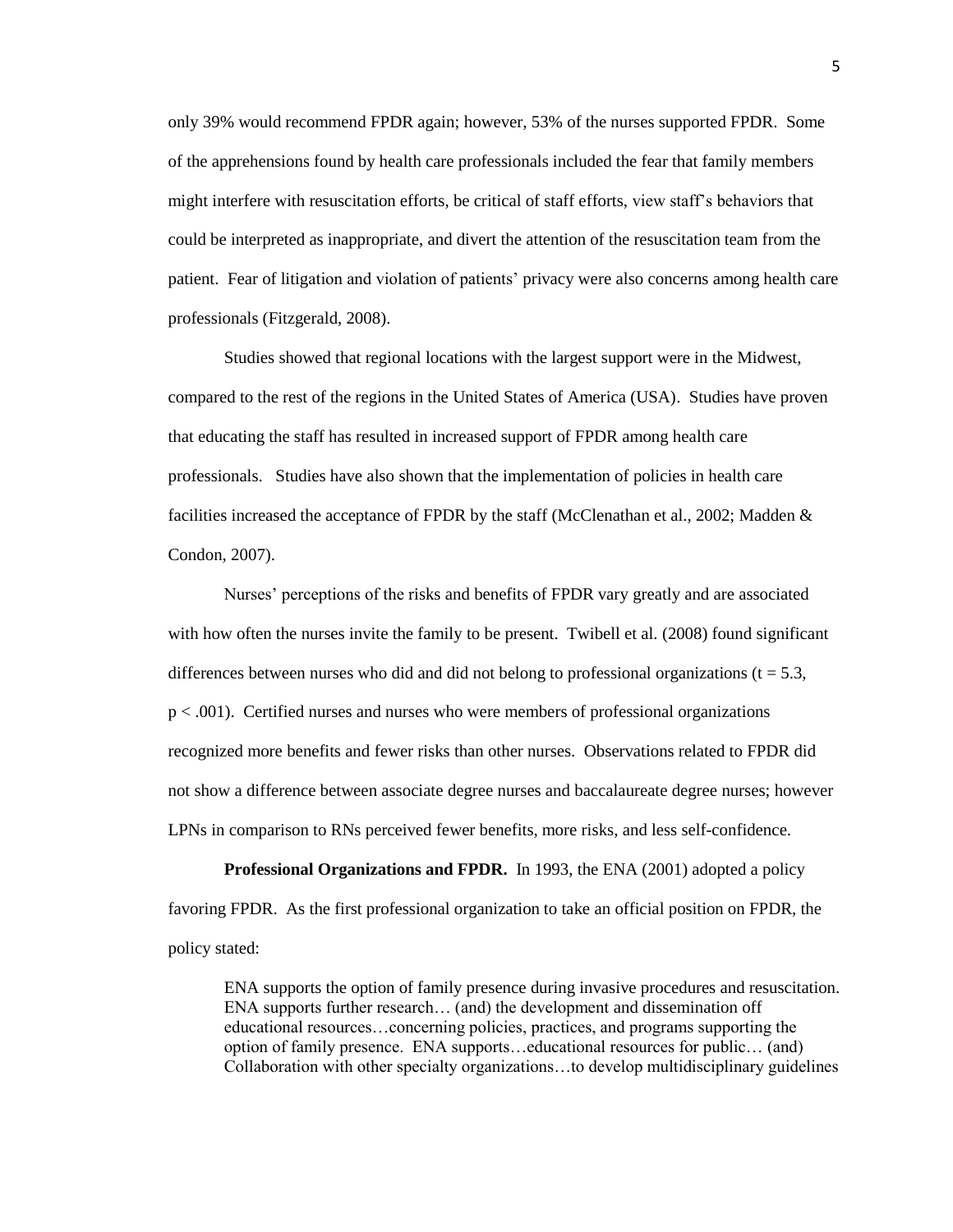only 39% would recommend FPDR again; however, 53% of the nurses supported FPDR. Some of the apprehensions found by health care professionals included the fear that family members might interfere with resuscitation efforts, be critical of staff efforts, view staff's behaviors that could be interpreted as inappropriate, and divert the attention of the resuscitation team from the patient. Fear of litigation and violation of patients' privacy were also concerns among health care professionals (Fitzgerald, 2008).

Studies showed that regional locations with the largest support were in the Midwest, compared to the rest of the regions in the United States of America (USA). Studies have proven that educating the staff has resulted in increased support of FPDR among health care professionals. Studies have also shown that the implementation of policies in health care facilities increased the acceptance of FPDR by the staff (McClenathan et al., 2002; Madden & Condon, 2007).

Nurses' perceptions of the risks and benefits of FPDR vary greatly and are associated with how often the nurses invite the family to be present. Twibell et al. (2008) found significant differences between nurses who did and did not belong to professional organizations ($t = 5.3$, $p < .001$). Certified nurses and nurses who were members of professional organizations recognized more benefits and fewer risks than other nurses. Observations related to FPDR did not show a difference between associate degree nurses and baccalaureate degree nurses; however LPNs in comparison to RNs perceived fewer benefits, more risks, and less self-confidence.

**Professional Organizations and FPDR.** In 1993, the ENA (2001) adopted a policy favoring FPDR. As the first professional organization to take an official position on FPDR, the policy stated:

> ENA supports the option of family presence during invasive procedures and resuscitation. ENA supports further research… (and) the development and dissemination off educational resources…concerning policies, practices, and programs supporting the option of family presence. ENA supports…educational resources for public… (and) Collaboration with other specialty organizations…to develop multidisciplinary guidelines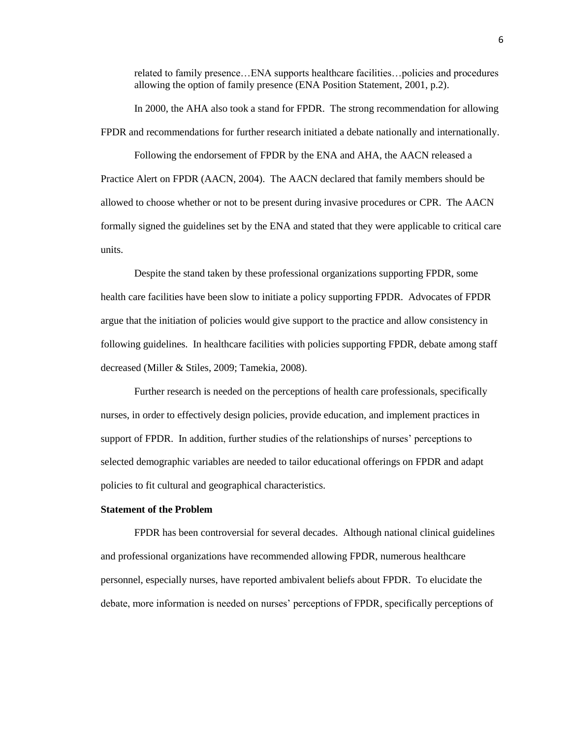> related to family presence…ENA supports healthcare facilities…policies and procedures allowing the option of family presence (ENA Position Statement, 2001, p.2).

In 2000, the AHA also took a stand for FPDR. The strong recommendation for allowing FPDR and recommendations for further research initiated a debate nationally and internationally.

Following the endorsement of FPDR by the ENA and AHA, the AACN released a Practice Alert on FPDR (AACN, 2004). The AACN declared that family members should be allowed to choose whether or not to be present during invasive procedures or CPR. The AACN formally signed the guidelines set by the ENA and stated that they were applicable to critical care units.

Despite the stand taken by these professional organizations supporting FPDR, some health care facilities have been slow to initiate a policy supporting FPDR. Advocates of FPDR argue that the initiation of policies would give support to the practice and allow consistency in following guidelines. In healthcare facilities with policies supporting FPDR, debate among staff decreased (Miller & Stiles, 2009; Tamekia, 2008).

Further research is needed on the perceptions of health care professionals, specifically nurses, in order to effectively design policies, provide education, and implement practices in support of FPDR. In addition, further studies of the relationships of nurses' perceptions to selected demographic variables are needed to tailor educational offerings on FPDR and adapt policies to fit cultural and geographical characteristics.

**Statement of the Problem**

FPDR has been controversial for several decades. Although national clinical guidelines and professional organizations have recommended allowing FPDR, numerous healthcare personnel, especially nurses, have reported ambivalent beliefs about FPDR. To elucidate the debate, more information is needed on nurses' perceptions of FPDR, specifically perceptions of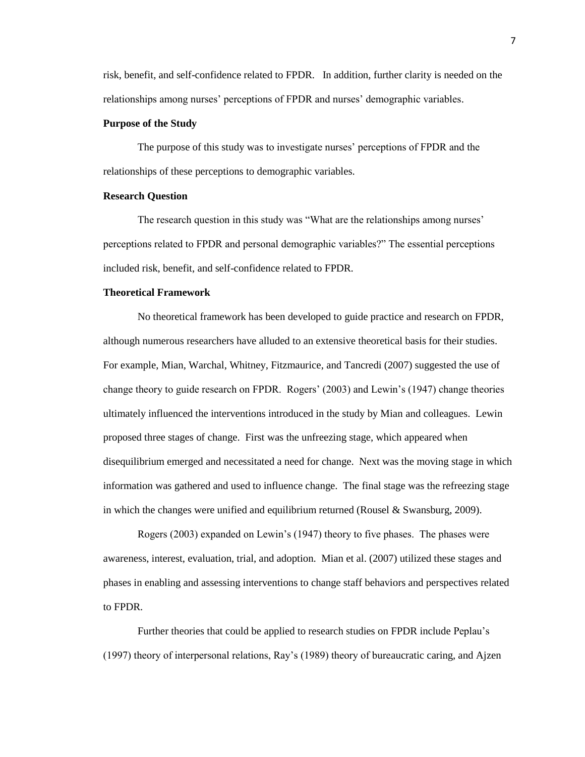risk, benefit, and self-confidence related to FPDR. In addition, further clarity is needed on the relationships among nurses' perceptions of FPDR and nurses' demographic variables.

**Purpose of the Study**

The purpose of this study was to investigate nurses' perceptions of FPDR and the relationships of these perceptions to demographic variables.

**Research Question**

The research question in this study was "What are the relationships among nurses' perceptions related to FPDR and personal demographic variables?" The essential perceptions included risk, benefit, and self-confidence related to FPDR.

**Theoretical Framework**

No theoretical framework has been developed to guide practice and research on FPDR, although numerous researchers have alluded to an extensive theoretical basis for their studies. For example, Mian, Warchal, Whitney, Fitzmaurice, and Tancredi (2007) suggested the use of change theory to guide research on FPDR. Rogers' (2003) and Lewin's (1947) change theories ultimately influenced the interventions introduced in the study by Mian and colleagues. Lewin proposed three stages of change. First was the unfreezing stage, which appeared when disequilibrium emerged and necessitated a need for change. Next was the moving stage in which information was gathered and used to influence change. The final stage was the refreezing stage in which the changes were unified and equilibrium returned (Rousel & Swansburg, 2009).

Rogers (2003) expanded on Lewin's (1947) theory to five phases. The phases were awareness, interest, evaluation, trial, and adoption. Mian et al. (2007) utilized these stages and phases in enabling and assessing interventions to change staff behaviors and perspectives related to FPDR.

Further theories that could be applied to research studies on FPDR include Peplau's (1997) theory of interpersonal relations, Ray's (1989) theory of bureaucratic caring, and Ajzen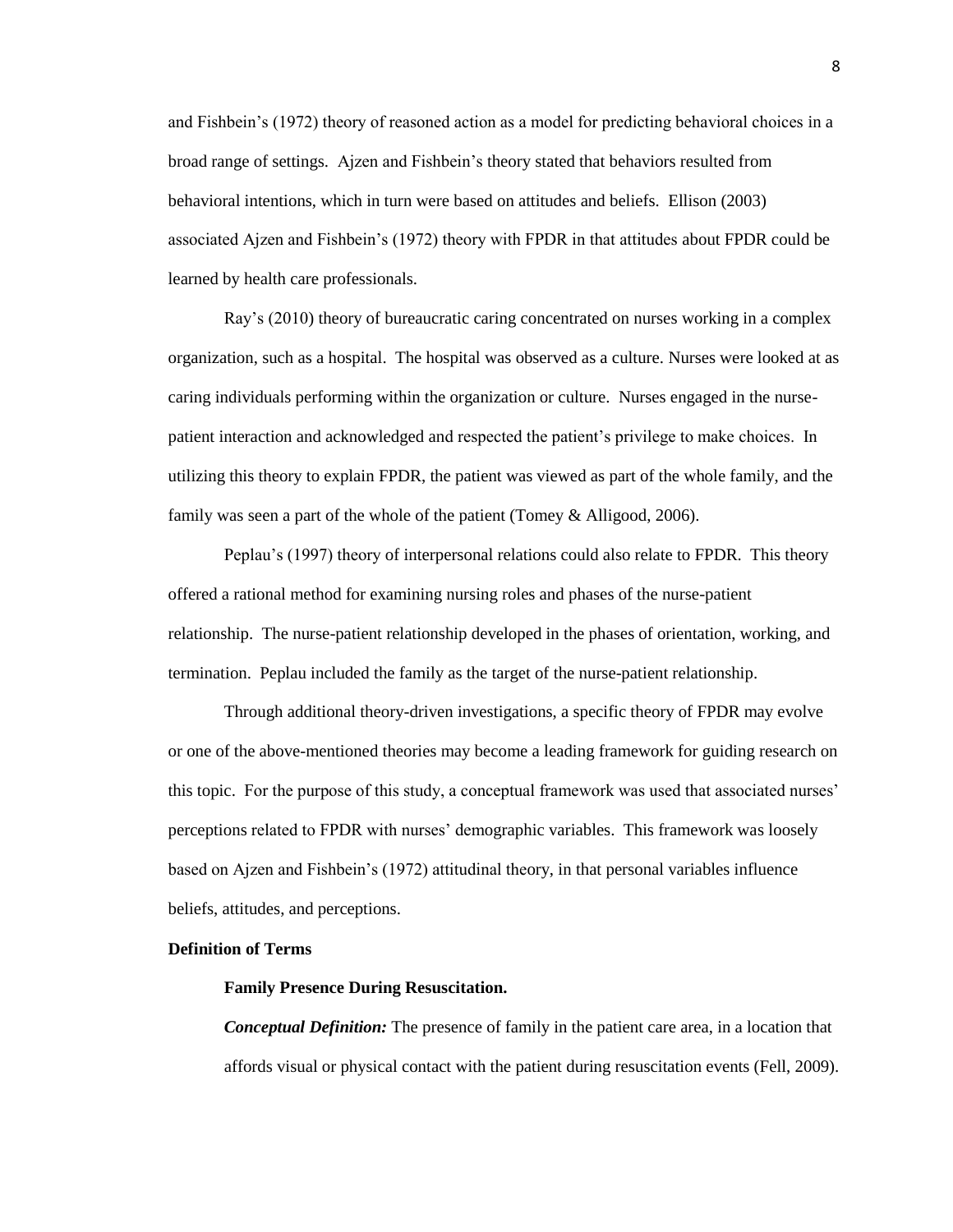and Fishbein's (1972) theory of reasoned action as a model for predicting behavioral choices in a broad range of settings. Ajzen and Fishbein's theory stated that behaviors resulted from behavioral intentions, which in turn were based on attitudes and beliefs. Ellison (2003) associated Ajzen and Fishbein's (1972) theory with FPDR in that attitudes about FPDR could be learned by health care professionals.

Ray's (2010) theory of bureaucratic caring concentrated on nurses working in a complex organization, such as a hospital. The hospital was observed as a culture. Nurses were looked at as caring individuals performing within the organization or culture. Nurses engaged in the nurse-patient interaction and acknowledged and respected the patient's privilege to make choices. In utilizing this theory to explain FPDR, the patient was viewed as part of the whole family, and the family was seen a part of the whole of the patient (Tomey & Alligood, 2006).

Peplau's (1997) theory of interpersonal relations could also relate to FPDR. This theory offered a rational method for examining nursing roles and phases of the nurse-patient relationship. The nurse-patient relationship developed in the phases of orientation, working, and termination. Peplau included the family as the target of the nurse-patient relationship.

Through additional theory-driven investigations, a specific theory of FPDR may evolve or one of the above-mentioned theories may become a leading framework for guiding research on this topic. For the purpose of this study, a conceptual framework was used that associated nurses' perceptions related to FPDR with nurses' demographic variables. This framework was loosely based on Ajzen and Fishbein's (1972) attitudinal theory, in that personal variables influence beliefs, attitudes, and perceptions.

## Definition of Terms

### Family Presence During Resuscitation.

***Conceptual Definition:*** The presence of family in the patient care area, in a location that affords visual or physical contact with the patient during resuscitation events (Fell, 2009).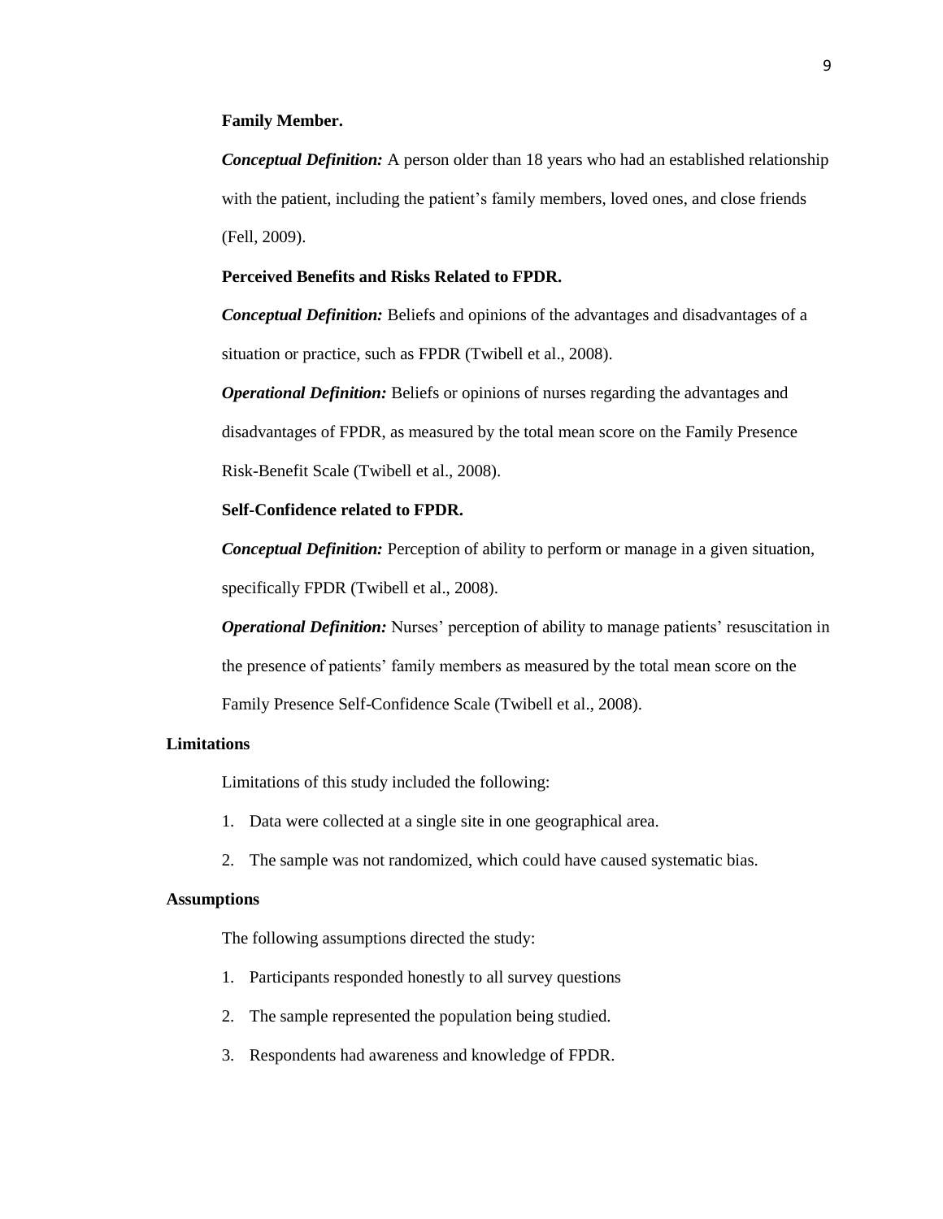**Family Member.**

***Conceptual Definition:*** A person older than 18 years who had an established relationship with the patient, including the patient's family members, loved ones, and close friends (Fell, 2009).

**Perceived Benefits and Risks Related to FPDR.**

***Conceptual Definition:*** Beliefs and opinions of the advantages and disadvantages of a situation or practice, such as FPDR (Twibell et al., 2008).

***Operational Definition:*** Beliefs or opinions of nurses regarding the advantages and disadvantages of FPDR, as measured by the total mean score on the Family Presence Risk-Benefit Scale (Twibell et al., 2008).

**Self-Confidence related to FPDR.**

***Conceptual Definition:*** Perception of ability to perform or manage in a given situation, specifically FPDR (Twibell et al., 2008).

***Operational Definition:*** Nurses' perception of ability to manage patients' resuscitation in the presence of patients' family members as measured by the total mean score on the Family Presence Self-Confidence Scale (Twibell et al., 2008).

## Limitations

Limitations of this study included the following:

1. Data were collected at a single site in one geographical area.
2. The sample was not randomized, which could have caused systematic bias.

## Assumptions

The following assumptions directed the study:

1. Participants responded honestly to all survey questions
2. The sample represented the population being studied.
3. Respondents had awareness and knowledge of FPDR.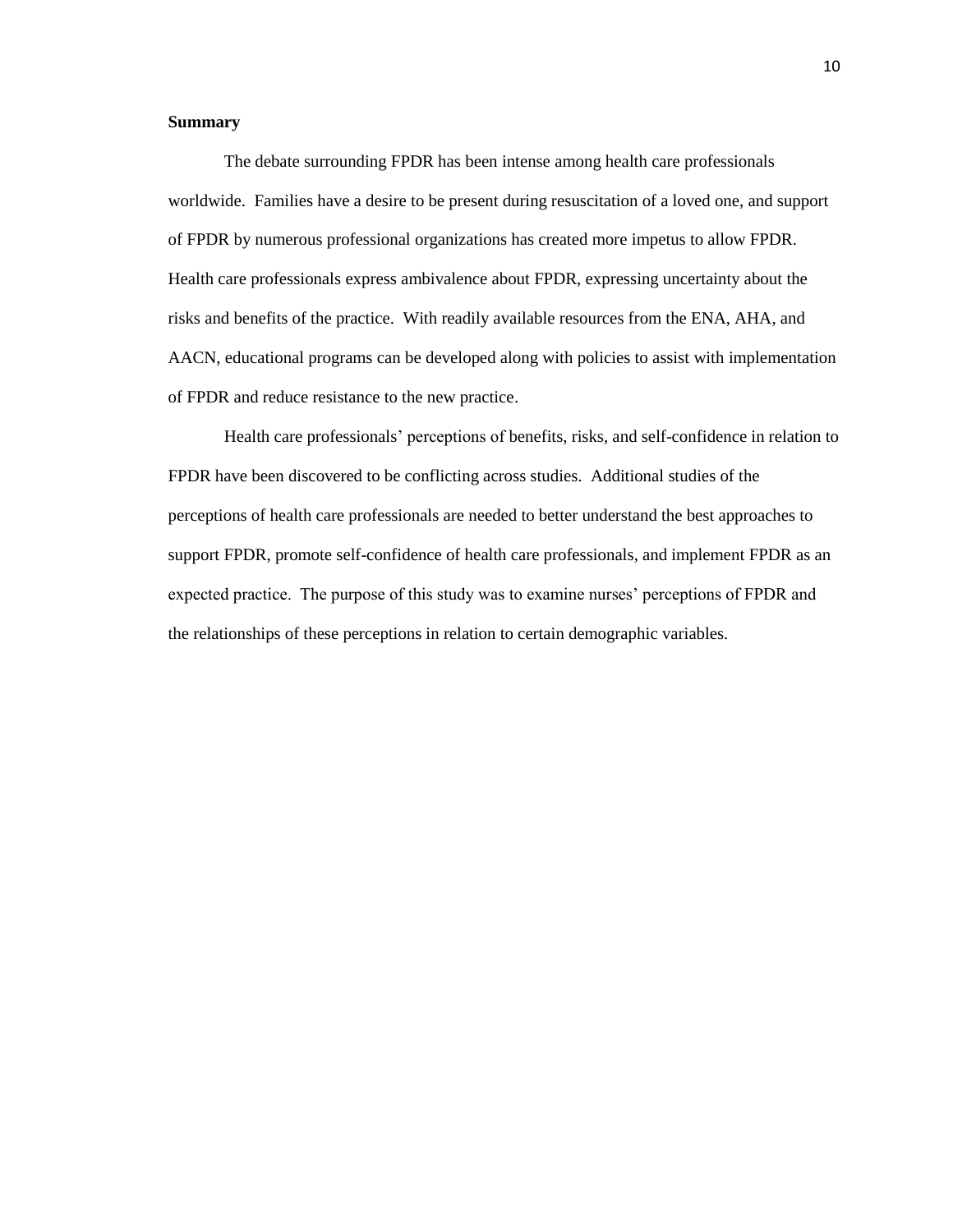**Summary**

The debate surrounding FPDR has been intense among health care professionals worldwide. Families have a desire to be present during resuscitation of a loved one, and support of FPDR by numerous professional organizations has created more impetus to allow FPDR. Health care professionals express ambivalence about FPDR, expressing uncertainty about the risks and benefits of the practice. With readily available resources from the ENA, AHA, and AACN, educational programs can be developed along with policies to assist with implementation of FPDR and reduce resistance to the new practice.

Health care professionals' perceptions of benefits, risks, and self-confidence in relation to FPDR have been discovered to be conflicting across studies. Additional studies of the perceptions of health care professionals are needed to better understand the best approaches to support FPDR, promote self-confidence of health care professionals, and implement FPDR as an expected practice. The purpose of this study was to examine nurses' perceptions of FPDR and the relationships of these perceptions in relation to certain demographic variables.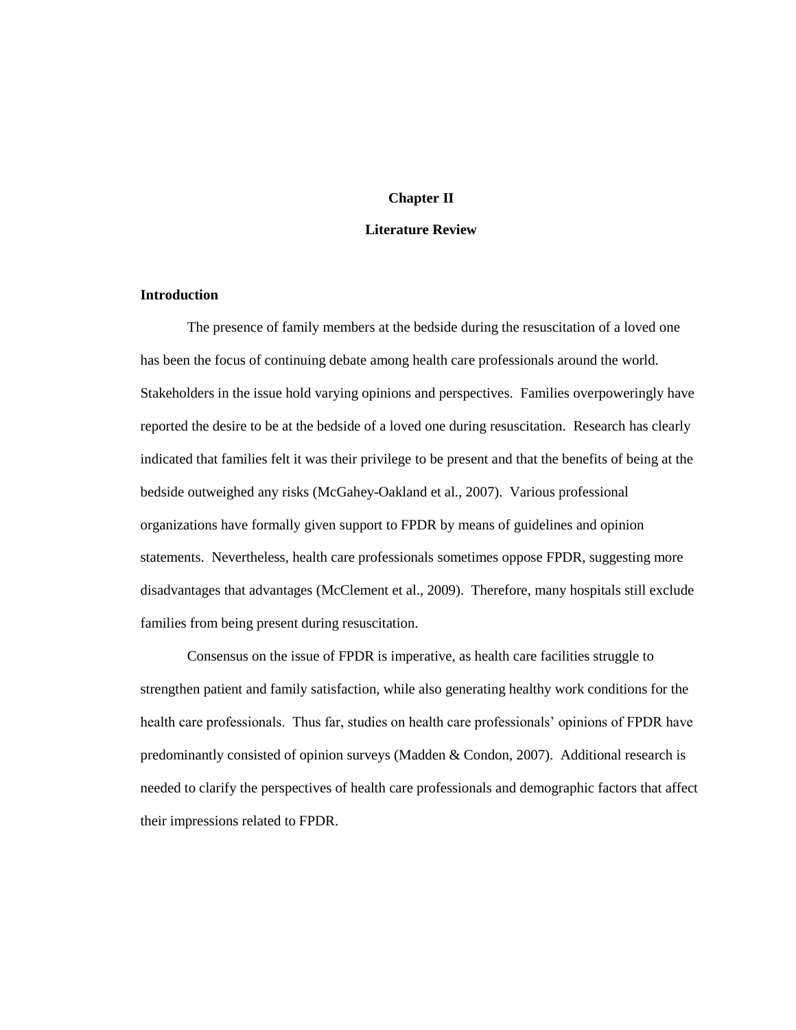# Chapter II

# Literature Review

## Introduction

The presence of family members at the bedside during the resuscitation of a loved one has been the focus of continuing debate among health care professionals around the world. Stakeholders in the issue hold varying opinions and perspectives. Families overpoweringly have reported the desire to be at the bedside of a loved one during resuscitation. Research has clearly indicated that families felt it was their privilege to be present and that the benefits of being at the bedside outweighed any risks (McGahey-Oakland et al., 2007). Various professional organizations have formally given support to FPDR by means of guidelines and opinion statements. Nevertheless, health care professionals sometimes oppose FPDR, suggesting more disadvantages that advantages (McClement et al., 2009). Therefore, many hospitals still exclude families from being present during resuscitation.

Consensus on the issue of FPDR is imperative, as health care facilities struggle to strengthen patient and family satisfaction, while also generating healthy work conditions for the health care professionals. Thus far, studies on health care professionals' opinions of FPDR have predominantly consisted of opinion surveys (Madden & Condon, 2007). Additional research is needed to clarify the perspectives of health care professionals and demographic factors that affect their impressions related to FPDR.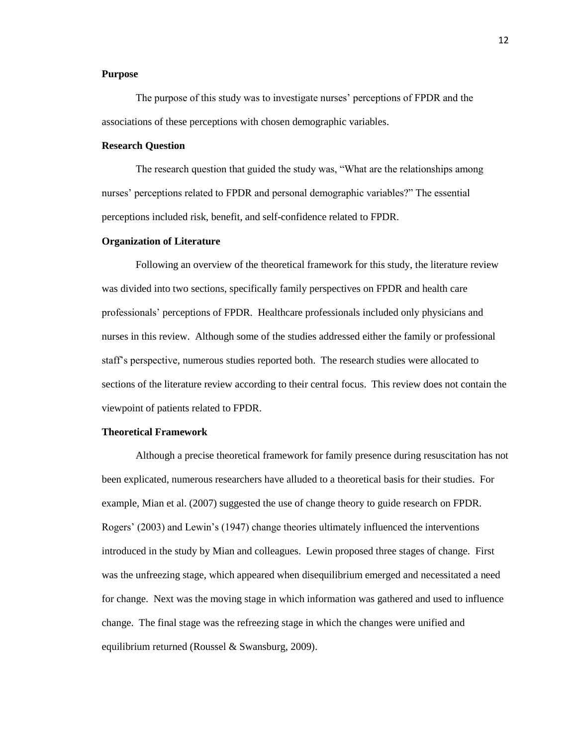### Purpose

The purpose of this study was to investigate nurses' perceptions of FPDR and the associations of these perceptions with chosen demographic variables.

### Research Question

The research question that guided the study was, "What are the relationships among nurses' perceptions related to FPDR and personal demographic variables?" The essential perceptions included risk, benefit, and self-confidence related to FPDR.

### Organization of Literature

Following an overview of the theoretical framework for this study, the literature review was divided into two sections, specifically family perspectives on FPDR and health care professionals' perceptions of FPDR. Healthcare professionals included only physicians and nurses in this review. Although some of the studies addressed either the family or professional staff's perspective, numerous studies reported both. The research studies were allocated to sections of the literature review according to their central focus. This review does not contain the viewpoint of patients related to FPDR.

### Theoretical Framework

Although a precise theoretical framework for family presence during resuscitation has not been explicated, numerous researchers have alluded to a theoretical basis for their studies. For example, Mian et al. (2007) suggested the use of change theory to guide research on FPDR. Rogers' (2003) and Lewin's (1947) change theories ultimately influenced the interventions introduced in the study by Mian and colleagues. Lewin proposed three stages of change. First was the unfreezing stage, which appeared when disequilibrium emerged and necessitated a need for change. Next was the moving stage in which information was gathered and used to influence change. The final stage was the refreezing stage in which the changes were unified and equilibrium returned (Roussel & Swansburg, 2009).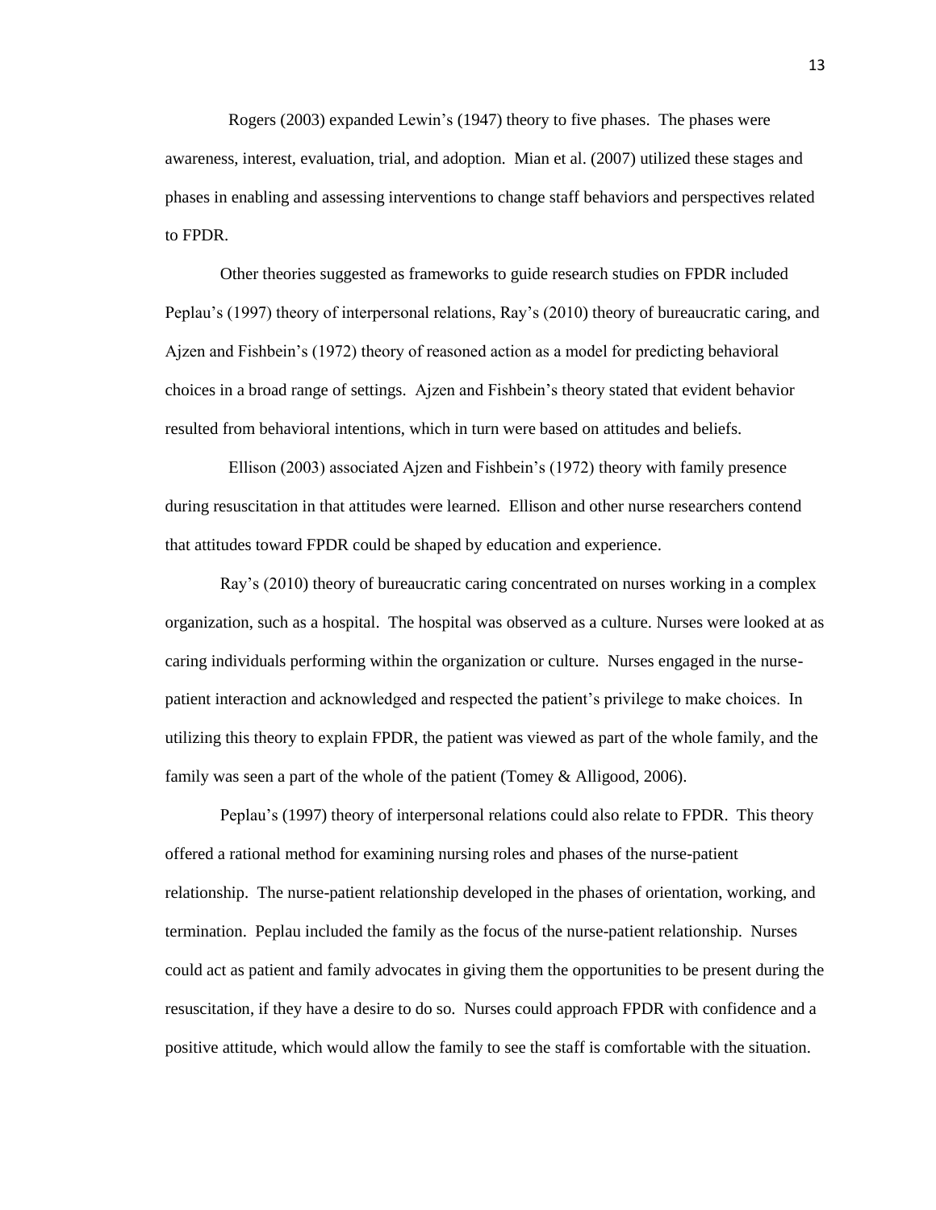Rogers (2003) expanded Lewin's (1947) theory to five phases. The phases were awareness, interest, evaluation, trial, and adoption. Mian et al. (2007) utilized these stages and phases in enabling and assessing interventions to change staff behaviors and perspectives related to FPDR.

Other theories suggested as frameworks to guide research studies on FPDR included Peplau's (1997) theory of interpersonal relations, Ray's (2010) theory of bureaucratic caring, and Ajzen and Fishbein's (1972) theory of reasoned action as a model for predicting behavioral choices in a broad range of settings. Ajzen and Fishbein's theory stated that evident behavior resulted from behavioral intentions, which in turn were based on attitudes and beliefs.

Ellison (2003) associated Ajzen and Fishbein's (1972) theory with family presence during resuscitation in that attitudes were learned. Ellison and other nurse researchers contend that attitudes toward FPDR could be shaped by education and experience.

Ray's (2010) theory of bureaucratic caring concentrated on nurses working in a complex organization, such as a hospital. The hospital was observed as a culture. Nurses were looked at as caring individuals performing within the organization or culture. Nurses engaged in the nurse-patient interaction and acknowledged and respected the patient's privilege to make choices. In utilizing this theory to explain FPDR, the patient was viewed as part of the whole family, and the family was seen a part of the whole of the patient (Tomey & Alligood, 2006).

Peplau's (1997) theory of interpersonal relations could also relate to FPDR. This theory offered a rational method for examining nursing roles and phases of the nurse-patient relationship. The nurse-patient relationship developed in the phases of orientation, working, and termination. Peplau included the family as the focus of the nurse-patient relationship. Nurses could act as patient and family advocates in giving them the opportunities to be present during the resuscitation, if they have a desire to do so. Nurses could approach FPDR with confidence and a positive attitude, which would allow the family to see the staff is comfortable with the situation.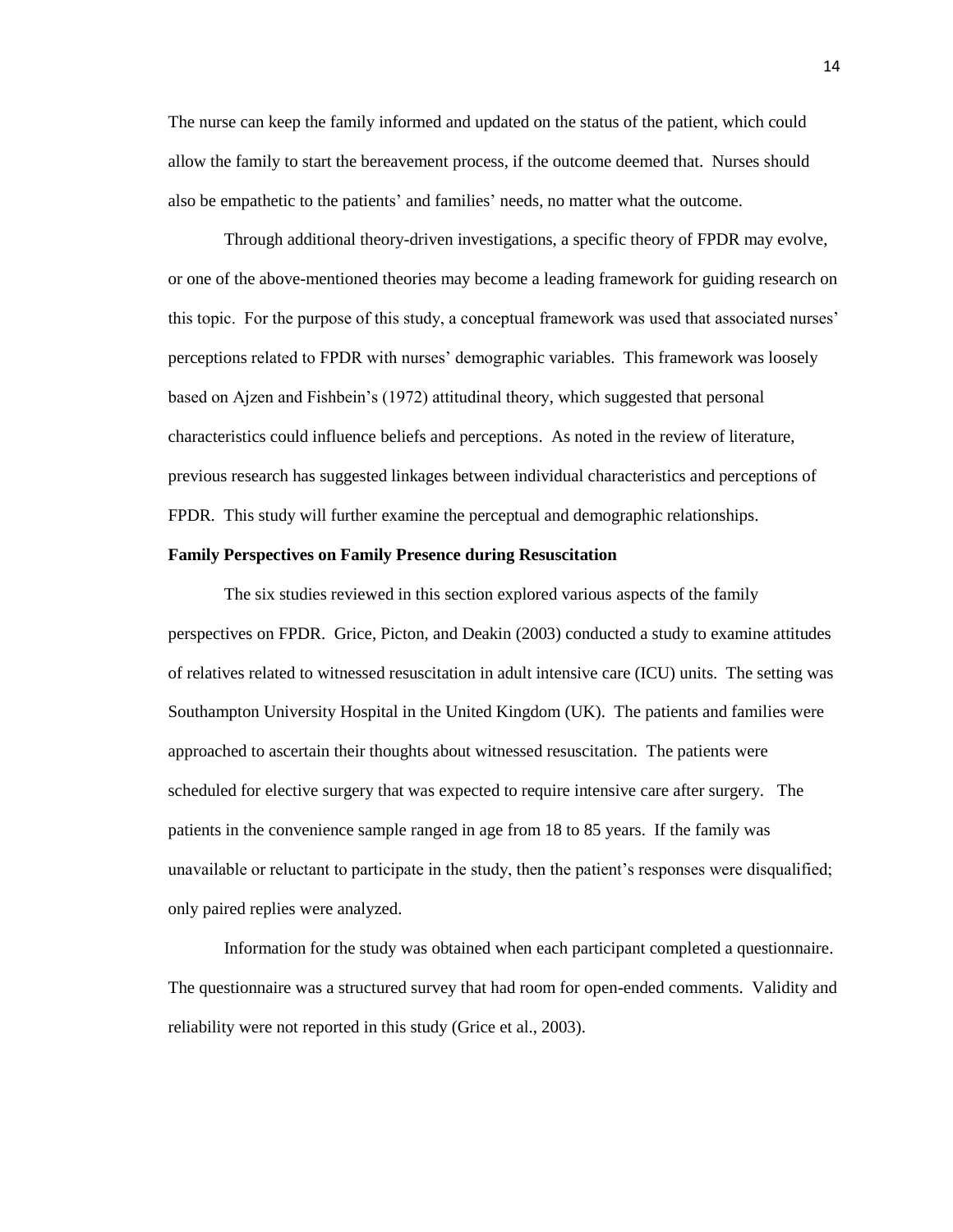The nurse can keep the family informed and updated on the status of the patient, which could allow the family to start the bereavement process, if the outcome deemed that. Nurses should also be empathetic to the patients' and families' needs, no matter what the outcome.

Through additional theory-driven investigations, a specific theory of FPDR may evolve, or one of the above-mentioned theories may become a leading framework for guiding research on this topic. For the purpose of this study, a conceptual framework was used that associated nurses' perceptions related to FPDR with nurses' demographic variables. This framework was loosely based on Ajzen and Fishbein's (1972) attitudinal theory, which suggested that personal characteristics could influence beliefs and perceptions. As noted in the review of literature, previous research has suggested linkages between individual characteristics and perceptions of FPDR. This study will further examine the perceptual and demographic relationships.

**Family Perspectives on Family Presence during Resuscitation**

The six studies reviewed in this section explored various aspects of the family perspectives on FPDR. Grice, Picton, and Deakin (2003) conducted a study to examine attitudes of relatives related to witnessed resuscitation in adult intensive care (ICU) units. The setting was Southampton University Hospital in the United Kingdom (UK). The patients and families were approached to ascertain their thoughts about witnessed resuscitation. The patients were scheduled for elective surgery that was expected to require intensive care after surgery. The patients in the convenience sample ranged in age from 18 to 85 years. If the family was unavailable or reluctant to participate in the study, then the patient's responses were disqualified; only paired replies were analyzed.

Information for the study was obtained when each participant completed a questionnaire. The questionnaire was a structured survey that had room for open-ended comments. Validity and reliability were not reported in this study (Grice et al., 2003).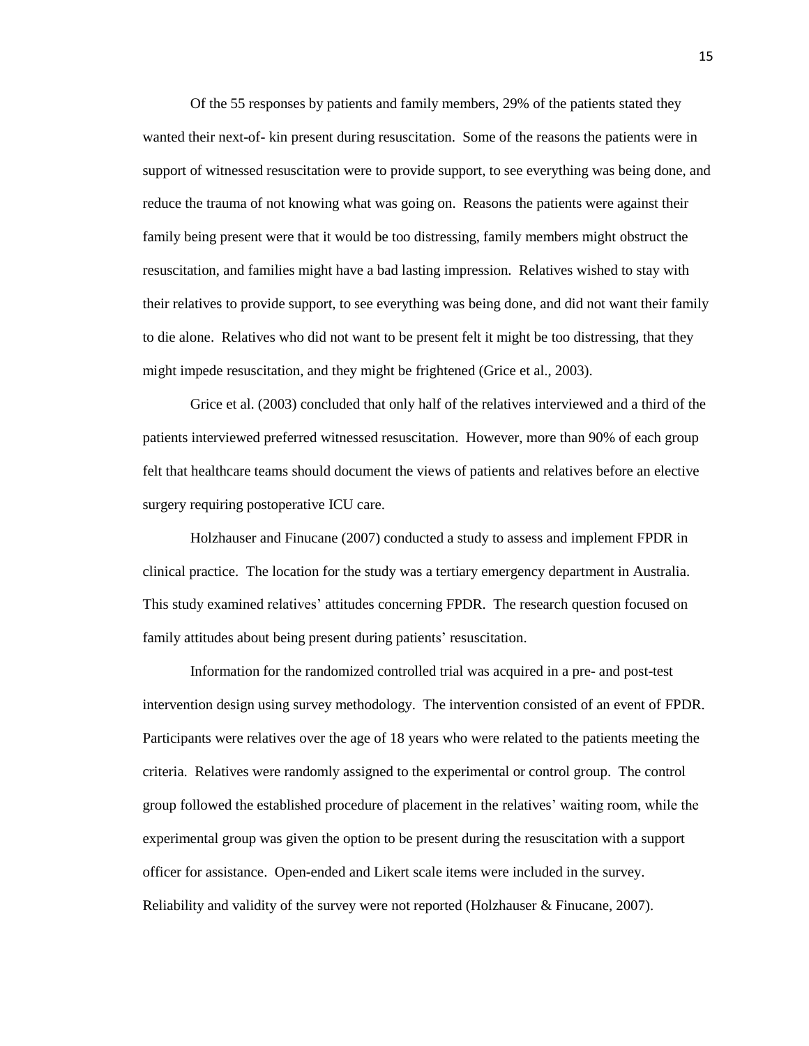Of the 55 responses by patients and family members, 29% of the patients stated they wanted their next-of- kin present during resuscitation. Some of the reasons the patients were in support of witnessed resuscitation were to provide support, to see everything was being done, and reduce the trauma of not knowing what was going on. Reasons the patients were against their family being present were that it would be too distressing, family members might obstruct the resuscitation, and families might have a bad lasting impression. Relatives wished to stay with their relatives to provide support, to see everything was being done, and did not want their family to die alone. Relatives who did not want to be present felt it might be too distressing, that they might impede resuscitation, and they might be frightened (Grice et al., 2003).

Grice et al. (2003) concluded that only half of the relatives interviewed and a third of the patients interviewed preferred witnessed resuscitation. However, more than 90% of each group felt that healthcare teams should document the views of patients and relatives before an elective surgery requiring postoperative ICU care.

Holzhauser and Finucane (2007) conducted a study to assess and implement FPDR in clinical practice. The location for the study was a tertiary emergency department in Australia. This study examined relatives' attitudes concerning FPDR. The research question focused on family attitudes about being present during patients' resuscitation.

Information for the randomized controlled trial was acquired in a pre- and post-test intervention design using survey methodology. The intervention consisted of an event of FPDR. Participants were relatives over the age of 18 years who were related to the patients meeting the criteria. Relatives were randomly assigned to the experimental or control group. The control group followed the established procedure of placement in the relatives' waiting room, while the experimental group was given the option to be present during the resuscitation with a support officer for assistance. Open-ended and Likert scale items were included in the survey. Reliability and validity of the survey were not reported (Holzhauser & Finucane, 2007).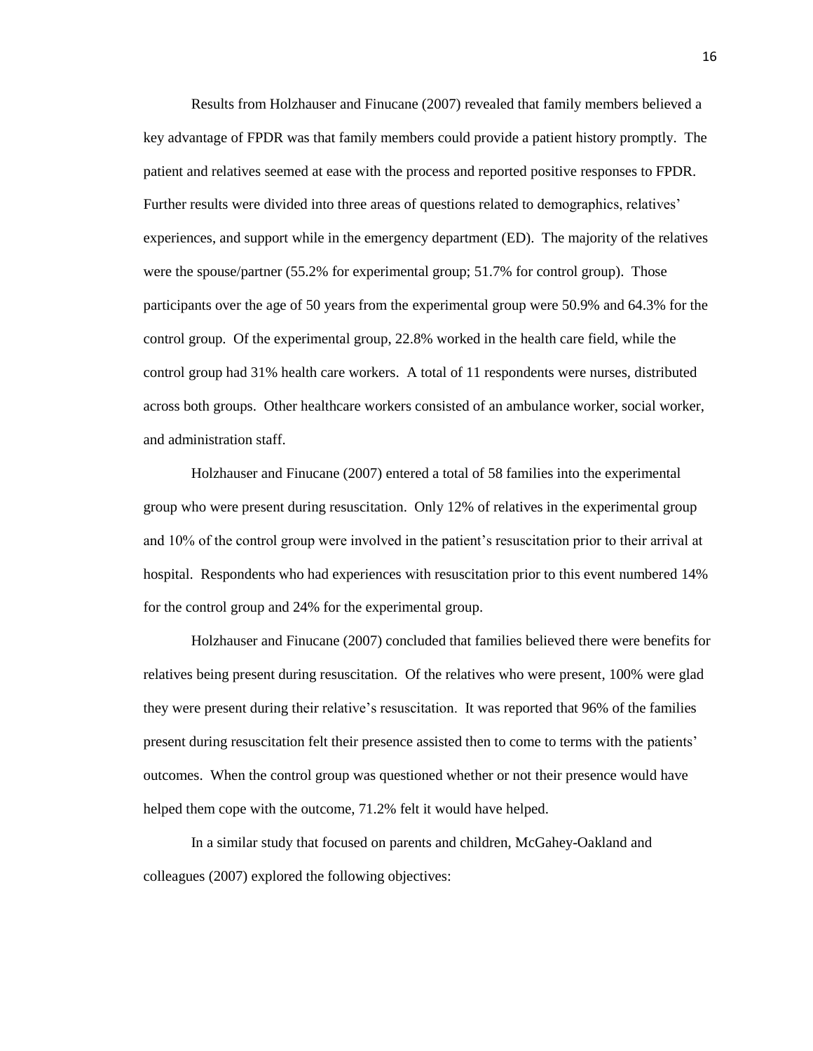Results from Holzhauser and Finucane (2007) revealed that family members believed a key advantage of FPDR was that family members could provide a patient history promptly. The patient and relatives seemed at ease with the process and reported positive responses to FPDR. Further results were divided into three areas of questions related to demographics, relatives' experiences, and support while in the emergency department (ED). The majority of the relatives were the spouse/partner (55.2% for experimental group; 51.7% for control group). Those participants over the age of 50 years from the experimental group were 50.9% and 64.3% for the control group. Of the experimental group, 22.8% worked in the health care field, while the control group had 31% health care workers. A total of 11 respondents were nurses, distributed across both groups. Other healthcare workers consisted of an ambulance worker, social worker, and administration staff.

Holzhauser and Finucane (2007) entered a total of 58 families into the experimental group who were present during resuscitation. Only 12% of relatives in the experimental group and 10% of the control group were involved in the patient's resuscitation prior to their arrival at hospital. Respondents who had experiences with resuscitation prior to this event numbered 14% for the control group and 24% for the experimental group.

Holzhauser and Finucane (2007) concluded that families believed there were benefits for relatives being present during resuscitation. Of the relatives who were present, 100% were glad they were present during their relative's resuscitation. It was reported that 96% of the families present during resuscitation felt their presence assisted then to come to terms with the patients' outcomes. When the control group was questioned whether or not their presence would have helped them cope with the outcome, 71.2% felt it would have helped.

In a similar study that focused on parents and children, McGahey-Oakland and colleagues (2007) explored the following objectives: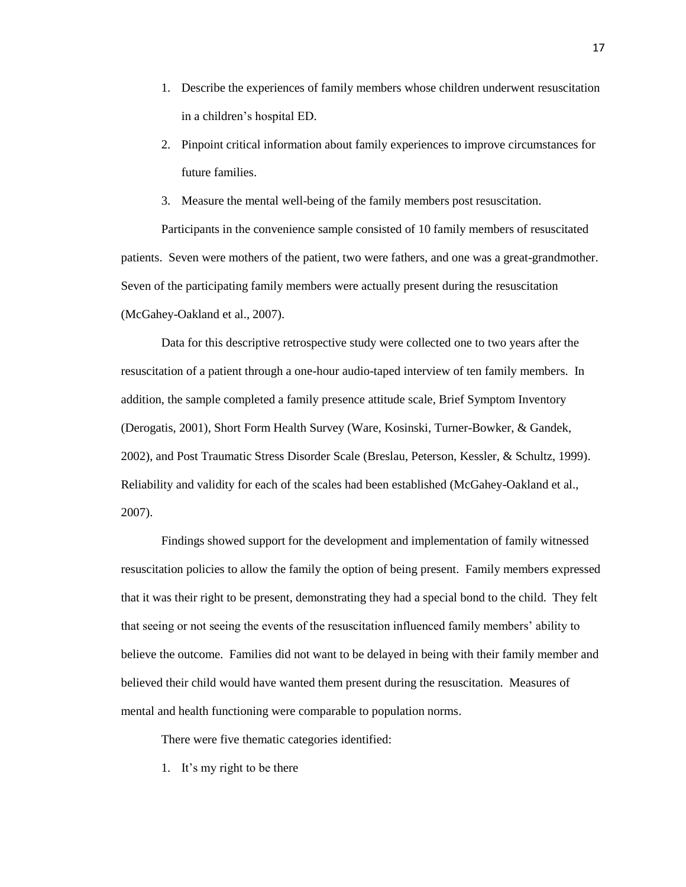1. Describe the experiences of family members whose children underwent resuscitation in a children's hospital ED.
2. Pinpoint critical information about family experiences to improve circumstances for future families.
3. Measure the mental well-being of the family members post resuscitation.

Participants in the convenience sample consisted of 10 family members of resuscitated patients. Seven were mothers of the patient, two were fathers, and one was a great-grandmother. Seven of the participating family members were actually present during the resuscitation (McGahey-Oakland et al., 2007).

Data for this descriptive retrospective study were collected one to two years after the resuscitation of a patient through a one-hour audio-taped interview of ten family members. In addition, the sample completed a family presence attitude scale, Brief Symptom Inventory (Derogatis, 2001), Short Form Health Survey (Ware, Kosinski, Turner-Bowker, & Gandek, 2002), and Post Traumatic Stress Disorder Scale (Breslau, Peterson, Kessler, & Schultz, 1999). Reliability and validity for each of the scales had been established (McGahey-Oakland et al., 2007).

Findings showed support for the development and implementation of family witnessed resuscitation policies to allow the family the option of being present. Family members expressed that it was their right to be present, demonstrating they had a special bond to the child. They felt that seeing or not seeing the events of the resuscitation influenced family members' ability to believe the outcome. Families did not want to be delayed in being with their family member and believed their child would have wanted them present during the resuscitation. Measures of mental and health functioning were comparable to population norms.

There were five thematic categories identified:

1. It's my right to be there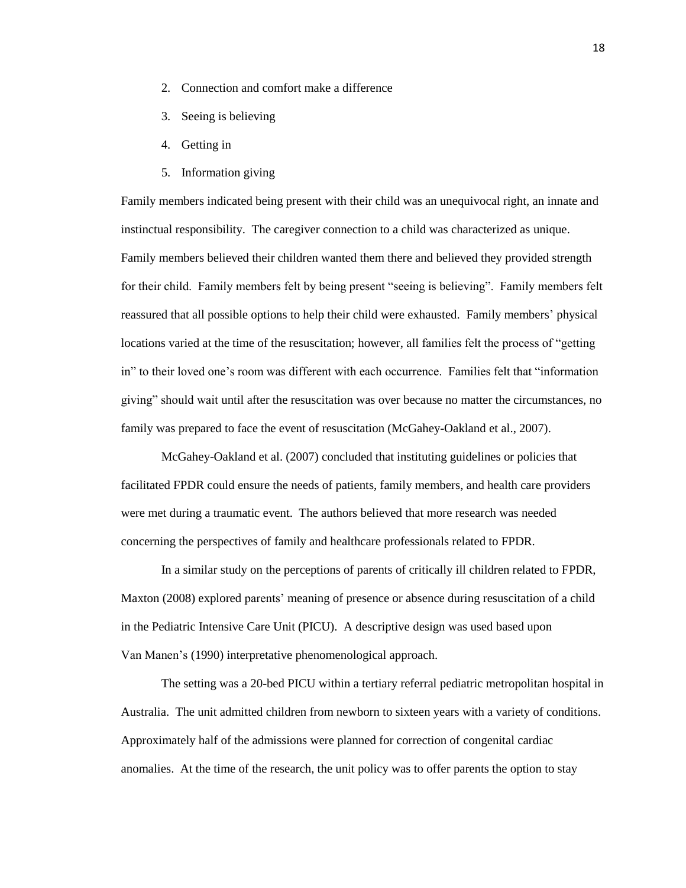2. Connection and comfort make a difference
3. Seeing is believing
4. Getting in
5. Information giving

Family members indicated being present with their child was an unequivocal right, an innate and instinctual responsibility. The caregiver connection to a child was characterized as unique. Family members believed their children wanted them there and believed they provided strength for their child. Family members felt by being present "seeing is believing". Family members felt reassured that all possible options to help their child were exhausted. Family members' physical locations varied at the time of the resuscitation; however, all families felt the process of "getting in" to their loved one's room was different with each occurrence. Families felt that "information giving" should wait until after the resuscitation was over because no matter the circumstances, no family was prepared to face the event of resuscitation (McGahey-Oakland et al., 2007).

McGahey-Oakland et al. (2007) concluded that instituting guidelines or policies that facilitated FPDR could ensure the needs of patients, family members, and health care providers were met during a traumatic event. The authors believed that more research was needed concerning the perspectives of family and healthcare professionals related to FPDR.

In a similar study on the perceptions of parents of critically ill children related to FPDR, Maxton (2008) explored parents' meaning of presence or absence during resuscitation of a child in the Pediatric Intensive Care Unit (PICU). A descriptive design was used based upon Van Manen's (1990) interpretative phenomenological approach.

The setting was a 20-bed PICU within a tertiary referral pediatric metropolitan hospital in Australia. The unit admitted children from newborn to sixteen years with a variety of conditions. Approximately half of the admissions were planned for correction of congenital cardiac anomalies. At the time of the research, the unit policy was to offer parents the option to stay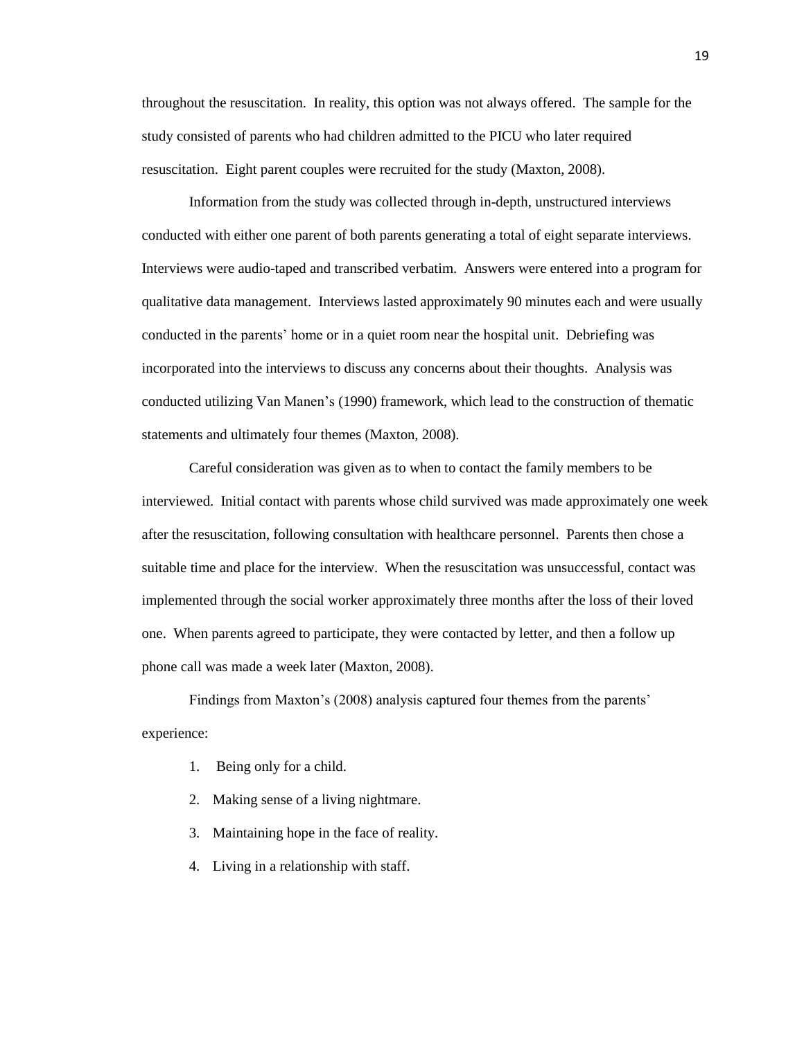throughout the resuscitation. In reality, this option was not always offered. The sample for the study consisted of parents who had children admitted to the PICU who later required resuscitation. Eight parent couples were recruited for the study (Maxton, 2008).

Information from the study was collected through in-depth, unstructured interviews conducted with either one parent of both parents generating a total of eight separate interviews. Interviews were audio-taped and transcribed verbatim. Answers were entered into a program for qualitative data management. Interviews lasted approximately 90 minutes each and were usually conducted in the parents' home or in a quiet room near the hospital unit. Debriefing was incorporated into the interviews to discuss any concerns about their thoughts. Analysis was conducted utilizing Van Manen's (1990) framework, which lead to the construction of thematic statements and ultimately four themes (Maxton, 2008).

Careful consideration was given as to when to contact the family members to be interviewed. Initial contact with parents whose child survived was made approximately one week after the resuscitation, following consultation with healthcare personnel. Parents then chose a suitable time and place for the interview. When the resuscitation was unsuccessful, contact was implemented through the social worker approximately three months after the loss of their loved one. When parents agreed to participate, they were contacted by letter, and then a follow up phone call was made a week later (Maxton, 2008).

Findings from Maxton's (2008) analysis captured four themes from the parents' experience:

1. Being only for a child.
2. Making sense of a living nightmare.
3. Maintaining hope in the face of reality.
4. Living in a relationship with staff.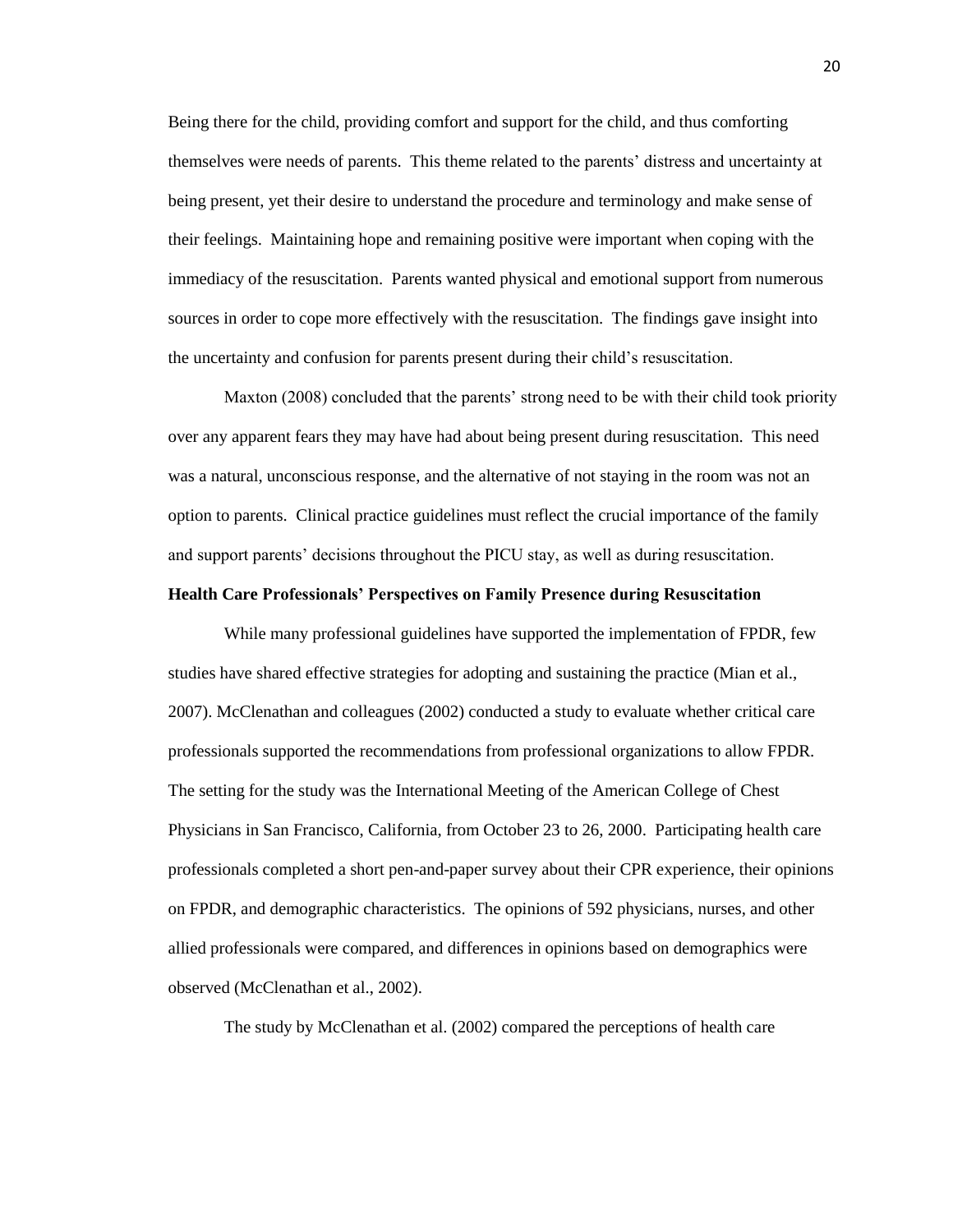Being there for the child, providing comfort and support for the child, and thus comforting themselves were needs of parents. This theme related to the parents' distress and uncertainty at being present, yet their desire to understand the procedure and terminology and make sense of their feelings. Maintaining hope and remaining positive were important when coping with the immediacy of the resuscitation. Parents wanted physical and emotional support from numerous sources in order to cope more effectively with the resuscitation. The findings gave insight into the uncertainty and confusion for parents present during their child's resuscitation.

Maxton (2008) concluded that the parents' strong need to be with their child took priority over any apparent fears they may have had about being present during resuscitation. This need was a natural, unconscious response, and the alternative of not staying in the room was not an option to parents. Clinical practice guidelines must reflect the crucial importance of the family and support parents' decisions throughout the PICU stay, as well as during resuscitation.

**Health Care Professionals' Perspectives on Family Presence during Resuscitation**

While many professional guidelines have supported the implementation of FPDR, few studies have shared effective strategies for adopting and sustaining the practice (Mian et al., 2007). McClenathan and colleagues (2002) conducted a study to evaluate whether critical care professionals supported the recommendations from professional organizations to allow FPDR. The setting for the study was the International Meeting of the American College of Chest Physicians in San Francisco, California, from October 23 to 26, 2000. Participating health care professionals completed a short pen-and-paper survey about their CPR experience, their opinions on FPDR, and demographic characteristics. The opinions of 592 physicians, nurses, and other allied professionals were compared, and differences in opinions based on demographics were observed (McClenathan et al., 2002).

The study by McClenathan et al. (2002) compared the perceptions of health care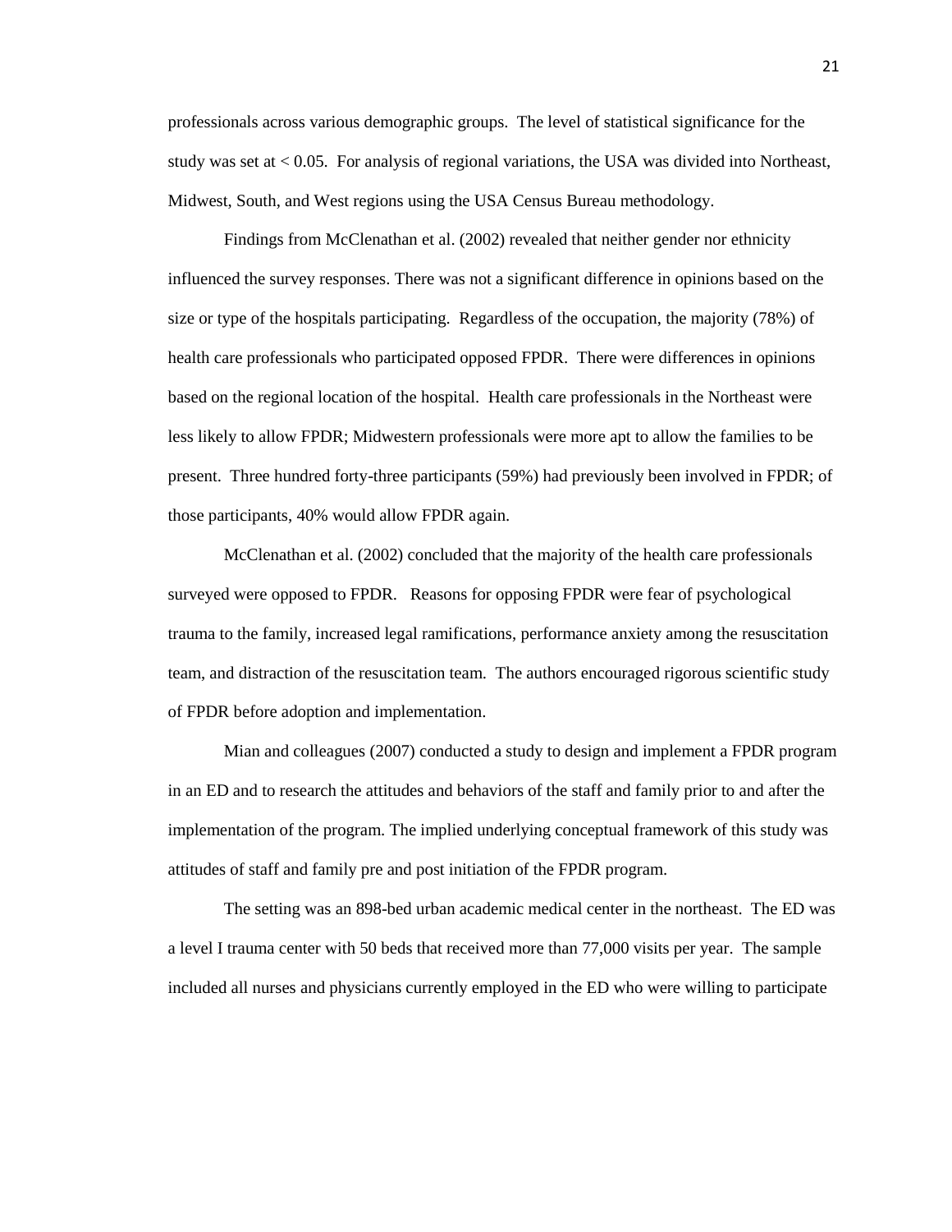professionals across various demographic groups. The level of statistical significance for the study was set at < 0.05. For analysis of regional variations, the USA was divided into Northeast, Midwest, South, and West regions using the USA Census Bureau methodology.

Findings from McClenathan et al. (2002) revealed that neither gender nor ethnicity influenced the survey responses. There was not a significant difference in opinions based on the size or type of the hospitals participating. Regardless of the occupation, the majority (78%) of health care professionals who participated opposed FPDR. There were differences in opinions based on the regional location of the hospital. Health care professionals in the Northeast were less likely to allow FPDR; Midwestern professionals were more apt to allow the families to be present. Three hundred forty-three participants (59%) had previously been involved in FPDR; of those participants, 40% would allow FPDR again.

McClenathan et al. (2002) concluded that the majority of the health care professionals surveyed were opposed to FPDR. Reasons for opposing FPDR were fear of psychological trauma to the family, increased legal ramifications, performance anxiety among the resuscitation team, and distraction of the resuscitation team. The authors encouraged rigorous scientific study of FPDR before adoption and implementation.

Mian and colleagues (2007) conducted a study to design and implement a FPDR program in an ED and to research the attitudes and behaviors of the staff and family prior to and after the implementation of the program. The implied underlying conceptual framework of this study was attitudes of staff and family pre and post initiation of the FPDR program.

The setting was an 898-bed urban academic medical center in the northeast. The ED was a level I trauma center with 50 beds that received more than 77,000 visits per year. The sample included all nurses and physicians currently employed in the ED who were willing to participate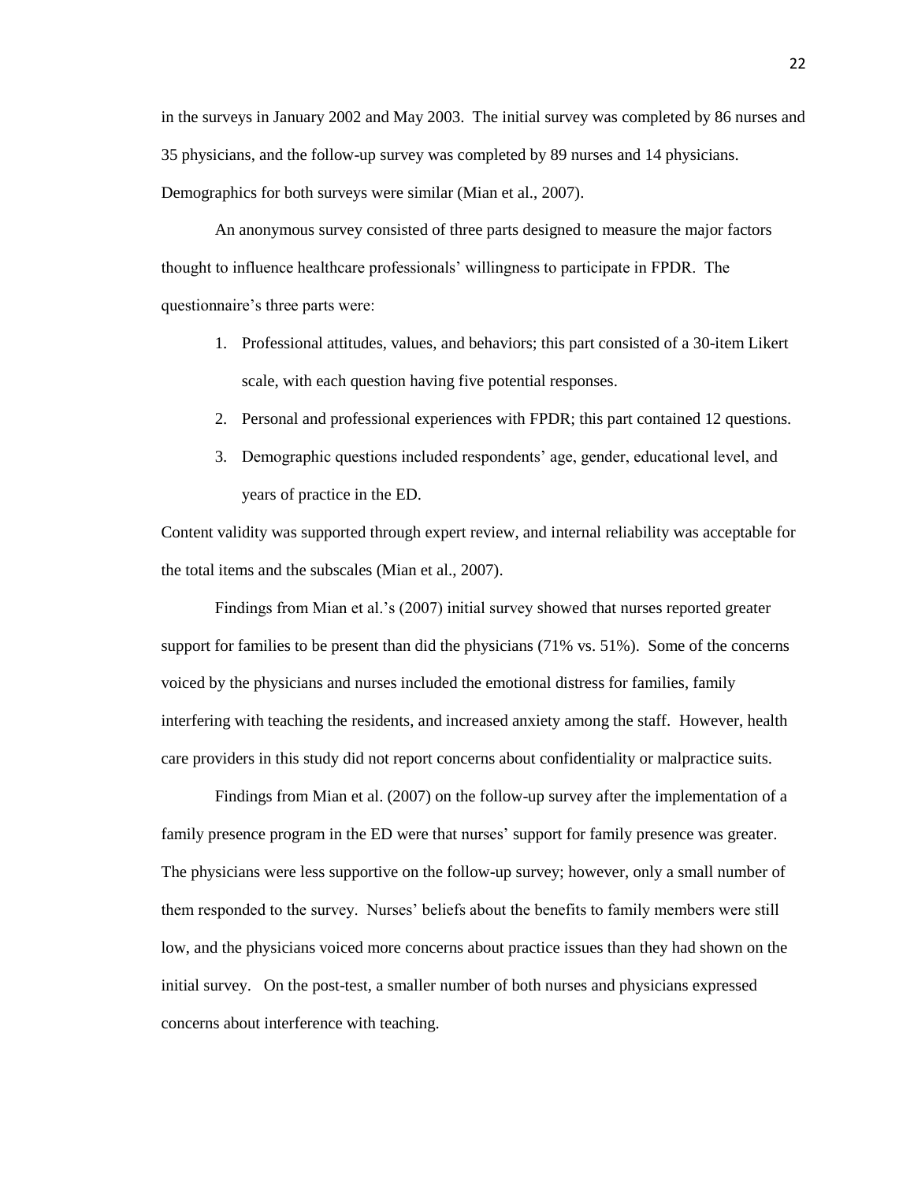in the surveys in January 2002 and May 2003. The initial survey was completed by 86 nurses and 35 physicians, and the follow-up survey was completed by 89 nurses and 14 physicians. Demographics for both surveys were similar (Mian et al., 2007).

An anonymous survey consisted of three parts designed to measure the major factors thought to influence healthcare professionals' willingness to participate in FPDR. The questionnaire's three parts were:

1. Professional attitudes, values, and behaviors; this part consisted of a 30-item Likert scale, with each question having five potential responses.
2. Personal and professional experiences with FPDR; this part contained 12 questions.
3. Demographic questions included respondents' age, gender, educational level, and years of practice in the ED.

Content validity was supported through expert review, and internal reliability was acceptable for the total items and the subscales (Mian et al., 2007).

Findings from Mian et al.'s (2007) initial survey showed that nurses reported greater support for families to be present than did the physicians (71% vs. 51%). Some of the concerns voiced by the physicians and nurses included the emotional distress for families, family interfering with teaching the residents, and increased anxiety among the staff. However, health care providers in this study did not report concerns about confidentiality or malpractice suits.

Findings from Mian et al. (2007) on the follow-up survey after the implementation of a family presence program in the ED were that nurses' support for family presence was greater. The physicians were less supportive on the follow-up survey; however, only a small number of them responded to the survey. Nurses' beliefs about the benefits to family members were still low, and the physicians voiced more concerns about practice issues than they had shown on the initial survey. On the post-test, a smaller number of both nurses and physicians expressed concerns about interference with teaching.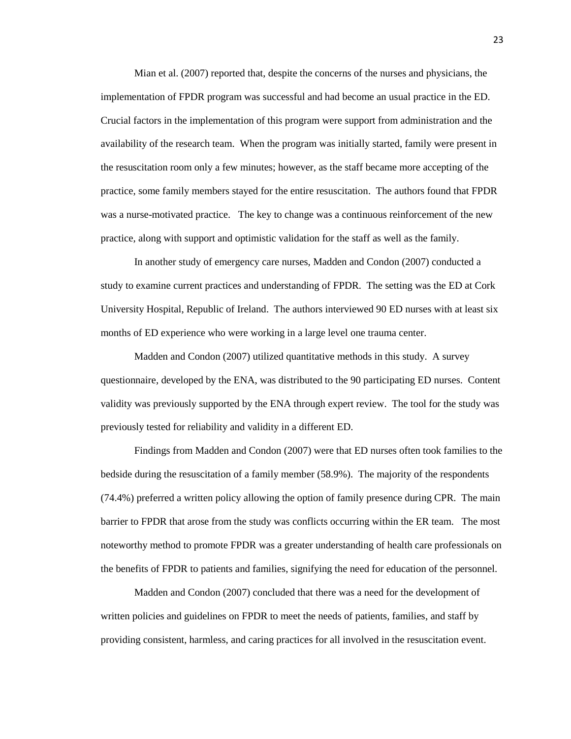Mian et al. (2007) reported that, despite the concerns of the nurses and physicians, the implementation of FPDR program was successful and had become an usual practice in the ED. Crucial factors in the implementation of this program were support from administration and the availability of the research team. When the program was initially started, family were present in the resuscitation room only a few minutes; however, as the staff became more accepting of the practice, some family members stayed for the entire resuscitation. The authors found that FPDR was a nurse-motivated practice. The key to change was a continuous reinforcement of the new practice, along with support and optimistic validation for the staff as well as the family.

In another study of emergency care nurses, Madden and Condon (2007) conducted a study to examine current practices and understanding of FPDR. The setting was the ED at Cork University Hospital, Republic of Ireland. The authors interviewed 90 ED nurses with at least six months of ED experience who were working in a large level one trauma center.

Madden and Condon (2007) utilized quantitative methods in this study. A survey questionnaire, developed by the ENA, was distributed to the 90 participating ED nurses. Content validity was previously supported by the ENA through expert review. The tool for the study was previously tested for reliability and validity in a different ED.

Findings from Madden and Condon (2007) were that ED nurses often took families to the bedside during the resuscitation of a family member (58.9%). The majority of the respondents (74.4%) preferred a written policy allowing the option of family presence during CPR. The main barrier to FPDR that arose from the study was conflicts occurring within the ER team. The most noteworthy method to promote FPDR was a greater understanding of health care professionals on the benefits of FPDR to patients and families, signifying the need for education of the personnel.

Madden and Condon (2007) concluded that there was a need for the development of written policies and guidelines on FPDR to meet the needs of patients, families, and staff by providing consistent, harmless, and caring practices for all involved in the resuscitation event.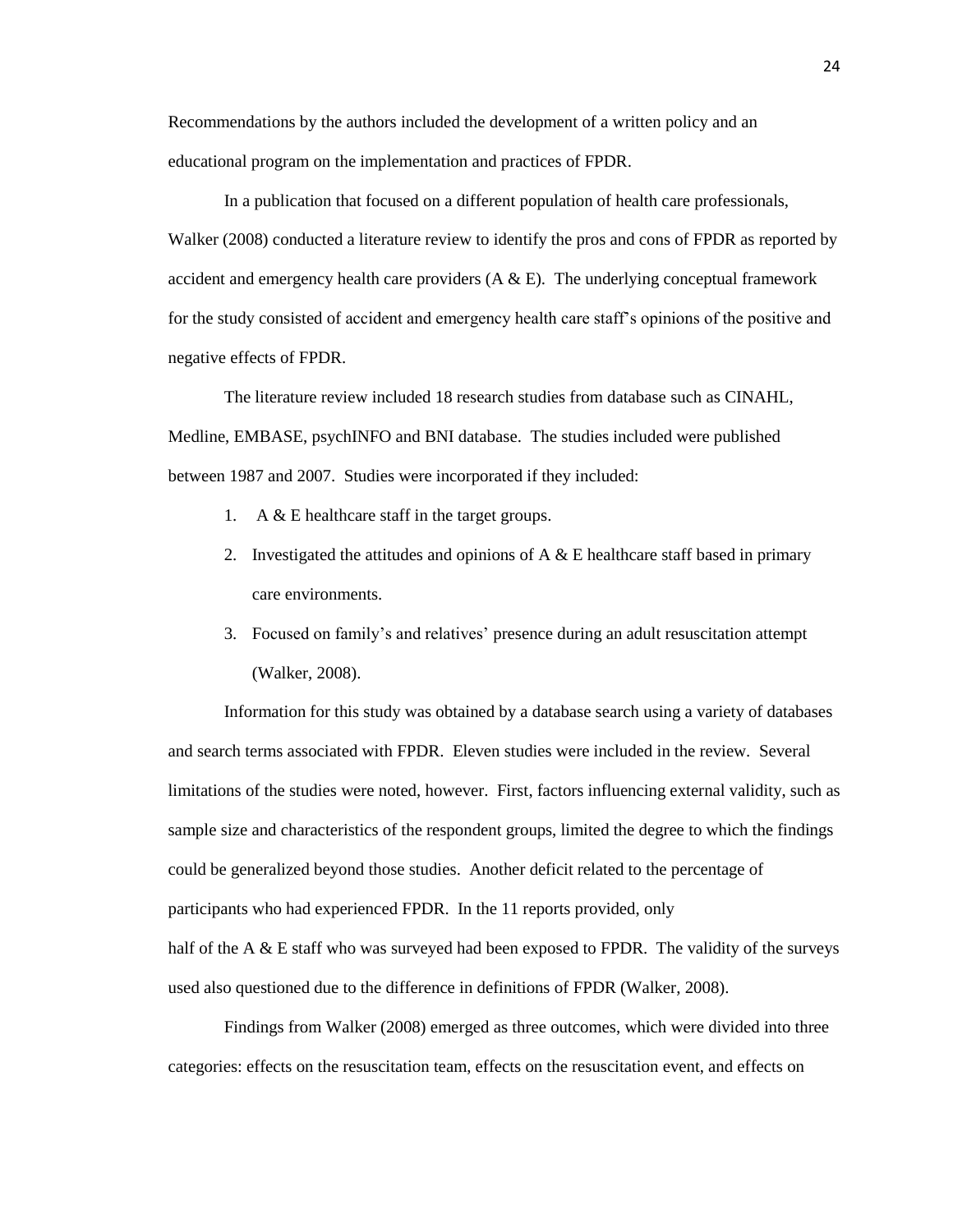Recommendations by the authors included the development of a written policy and an educational program on the implementation and practices of FPDR.

In a publication that focused on a different population of health care professionals, Walker (2008) conducted a literature review to identify the pros and cons of FPDR as reported by accident and emergency health care providers (A & E). The underlying conceptual framework for the study consisted of accident and emergency health care staff's opinions of the positive and negative effects of FPDR.

The literature review included 18 research studies from database such as CINAHL, Medline, EMBASE, psychINFO and BNI database. The studies included were published between 1987 and 2007. Studies were incorporated if they included:

1. A & E healthcare staff in the target groups.
2. Investigated the attitudes and opinions of A & E healthcare staff based in primary care environments.
3. Focused on family's and relatives' presence during an adult resuscitation attempt (Walker, 2008).

Information for this study was obtained by a database search using a variety of databases and search terms associated with FPDR. Eleven studies were included in the review. Several limitations of the studies were noted, however. First, factors influencing external validity, such as sample size and characteristics of the respondent groups, limited the degree to which the findings could be generalized beyond those studies. Another deficit related to the percentage of participants who had experienced FPDR. In the 11 reports provided, only half of the A & E staff who was surveyed had been exposed to FPDR. The validity of the surveys used also questioned due to the difference in definitions of FPDR (Walker, 2008).

Findings from Walker (2008) emerged as three outcomes, which were divided into three categories: effects on the resuscitation team, effects on the resuscitation event, and effects on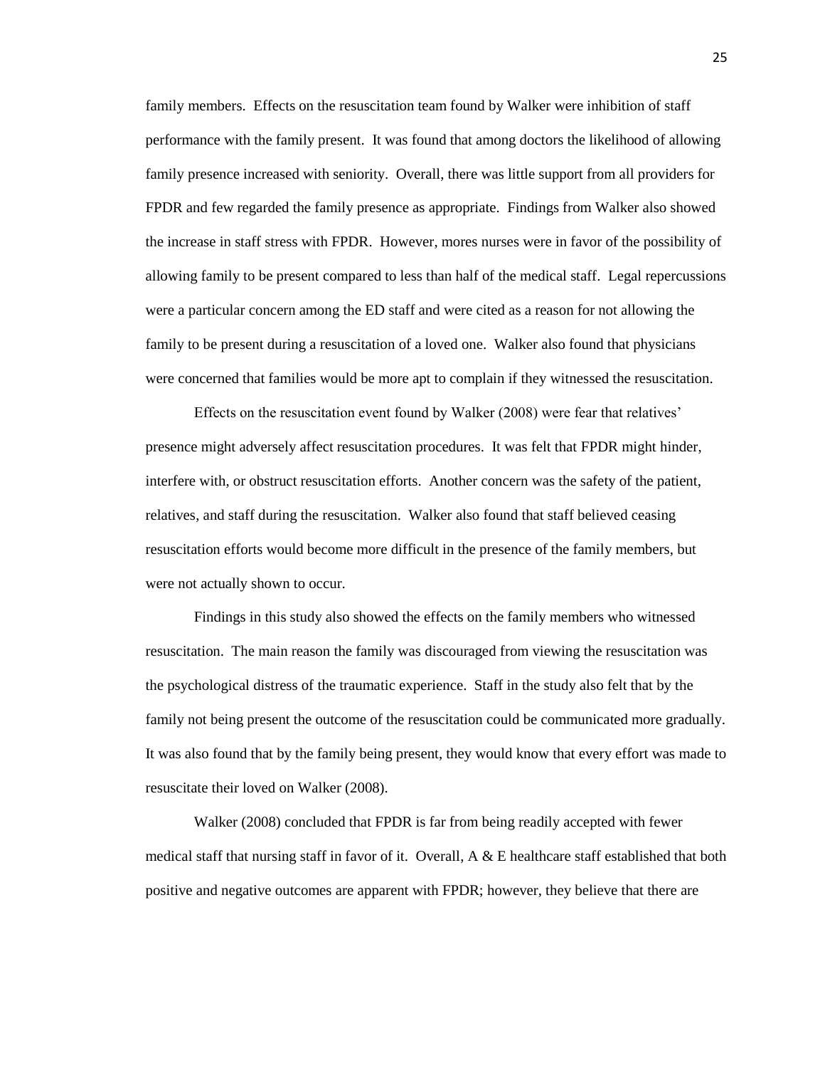family members. Effects on the resuscitation team found by Walker were inhibition of staff performance with the family present. It was found that among doctors the likelihood of allowing family presence increased with seniority. Overall, there was little support from all providers for FPDR and few regarded the family presence as appropriate. Findings from Walker also showed the increase in staff stress with FPDR. However, mores nurses were in favor of the possibility of allowing family to be present compared to less than half of the medical staff. Legal repercussions were a particular concern among the ED staff and were cited as a reason for not allowing the family to be present during a resuscitation of a loved one. Walker also found that physicians were concerned that families would be more apt to complain if they witnessed the resuscitation.

Effects on the resuscitation event found by Walker (2008) were fear that relatives' presence might adversely affect resuscitation procedures. It was felt that FPDR might hinder, interfere with, or obstruct resuscitation efforts. Another concern was the safety of the patient, relatives, and staff during the resuscitation. Walker also found that staff believed ceasing resuscitation efforts would become more difficult in the presence of the family members, but were not actually shown to occur.

Findings in this study also showed the effects on the family members who witnessed resuscitation. The main reason the family was discouraged from viewing the resuscitation was the psychological distress of the traumatic experience. Staff in the study also felt that by the family not being present the outcome of the resuscitation could be communicated more gradually. It was also found that by the family being present, they would know that every effort was made to resuscitate their loved on Walker (2008).

Walker (2008) concluded that FPDR is far from being readily accepted with fewer medical staff that nursing staff in favor of it. Overall, A & E healthcare staff established that both positive and negative outcomes are apparent with FPDR; however, they believe that there are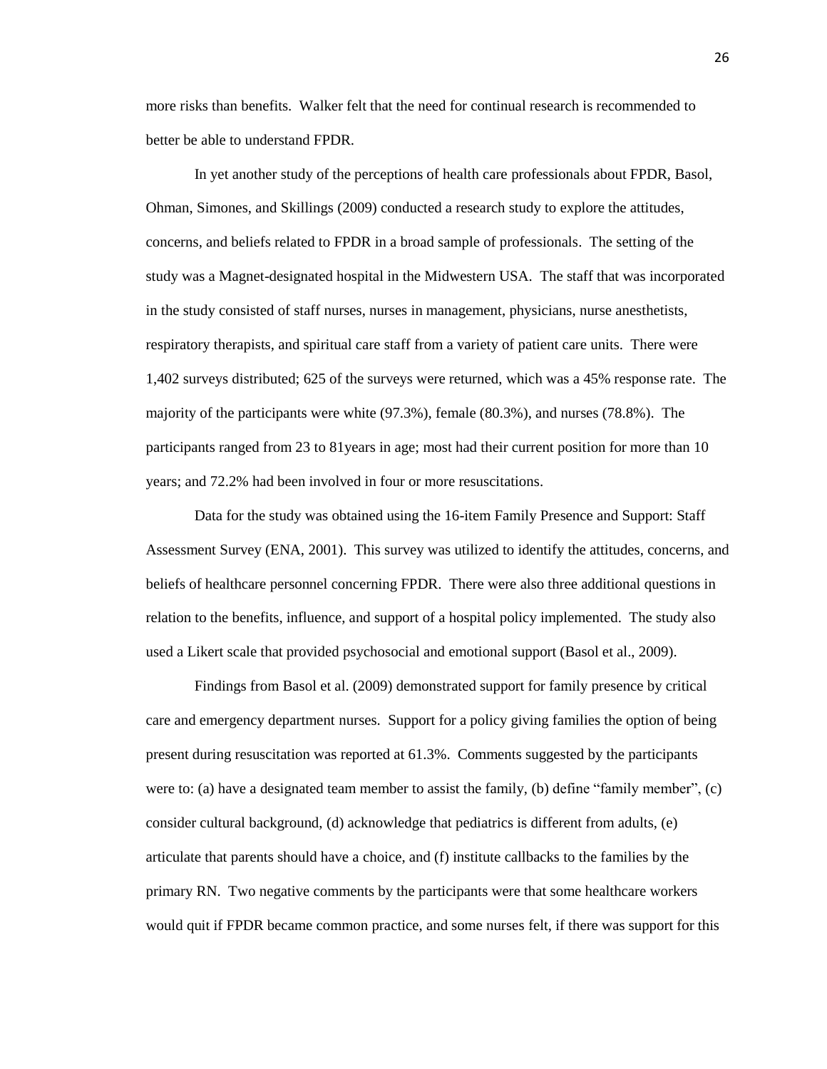more risks than benefits. Walker felt that the need for continual research is recommended to better be able to understand FPDR.

In yet another study of the perceptions of health care professionals about FPDR, Basol, Ohman, Simones, and Skillings (2009) conducted a research study to explore the attitudes, concerns, and beliefs related to FPDR in a broad sample of professionals. The setting of the study was a Magnet-designated hospital in the Midwestern USA. The staff that was incorporated in the study consisted of staff nurses, nurses in management, physicians, nurse anesthetists, respiratory therapists, and spiritual care staff from a variety of patient care units. There were 1,402 surveys distributed; 625 of the surveys were returned, which was a 45% response rate. The majority of the participants were white (97.3%), female (80.3%), and nurses (78.8%). The participants ranged from 23 to 81years in age; most had their current position for more than 10 years; and 72.2% had been involved in four or more resuscitations.

Data for the study was obtained using the 16-item Family Presence and Support: Staff Assessment Survey (ENA, 2001). This survey was utilized to identify the attitudes, concerns, and beliefs of healthcare personnel concerning FPDR. There were also three additional questions in relation to the benefits, influence, and support of a hospital policy implemented. The study also used a Likert scale that provided psychosocial and emotional support (Basol et al., 2009).

Findings from Basol et al. (2009) demonstrated support for family presence by critical care and emergency department nurses. Support for a policy giving families the option of being present during resuscitation was reported at 61.3%. Comments suggested by the participants were to: (a) have a designated team member to assist the family, (b) define "family member", (c) consider cultural background, (d) acknowledge that pediatrics is different from adults, (e) articulate that parents should have a choice, and (f) institute callbacks to the families by the primary RN. Two negative comments by the participants were that some healthcare workers would quit if FPDR became common practice, and some nurses felt, if there was support for this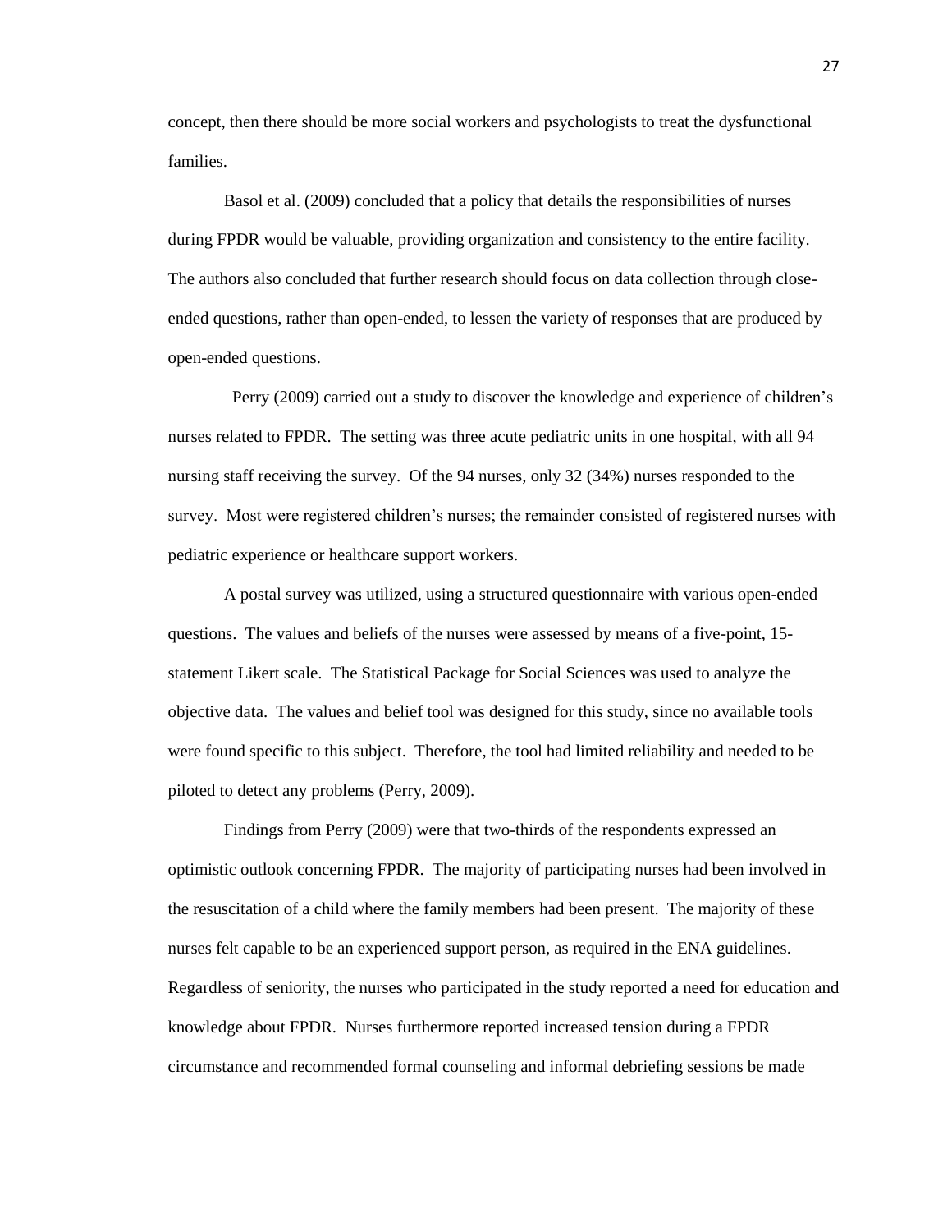concept, then there should be more social workers and psychologists to treat the dysfunctional families.

Basol et al. (2009) concluded that a policy that details the responsibilities of nurses during FPDR would be valuable, providing organization and consistency to the entire facility. The authors also concluded that further research should focus on data collection through close-ended questions, rather than open-ended, to lessen the variety of responses that are produced by open-ended questions.

Perry (2009) carried out a study to discover the knowledge and experience of children's nurses related to FPDR. The setting was three acute pediatric units in one hospital, with all 94 nursing staff receiving the survey. Of the 94 nurses, only 32 (34%) nurses responded to the survey. Most were registered children's nurses; the remainder consisted of registered nurses with pediatric experience or healthcare support workers.

A postal survey was utilized, using a structured questionnaire with various open-ended questions. The values and beliefs of the nurses were assessed by means of a five-point, 15-statement Likert scale. The Statistical Package for Social Sciences was used to analyze the objective data. The values and belief tool was designed for this study, since no available tools were found specific to this subject. Therefore, the tool had limited reliability and needed to be piloted to detect any problems (Perry, 2009).

Findings from Perry (2009) were that two-thirds of the respondents expressed an optimistic outlook concerning FPDR. The majority of participating nurses had been involved in the resuscitation of a child where the family members had been present. The majority of these nurses felt capable to be an experienced support person, as required in the ENA guidelines. Regardless of seniority, the nurses who participated in the study reported a need for education and knowledge about FPDR. Nurses furthermore reported increased tension during a FPDR circumstance and recommended formal counseling and informal debriefing sessions be made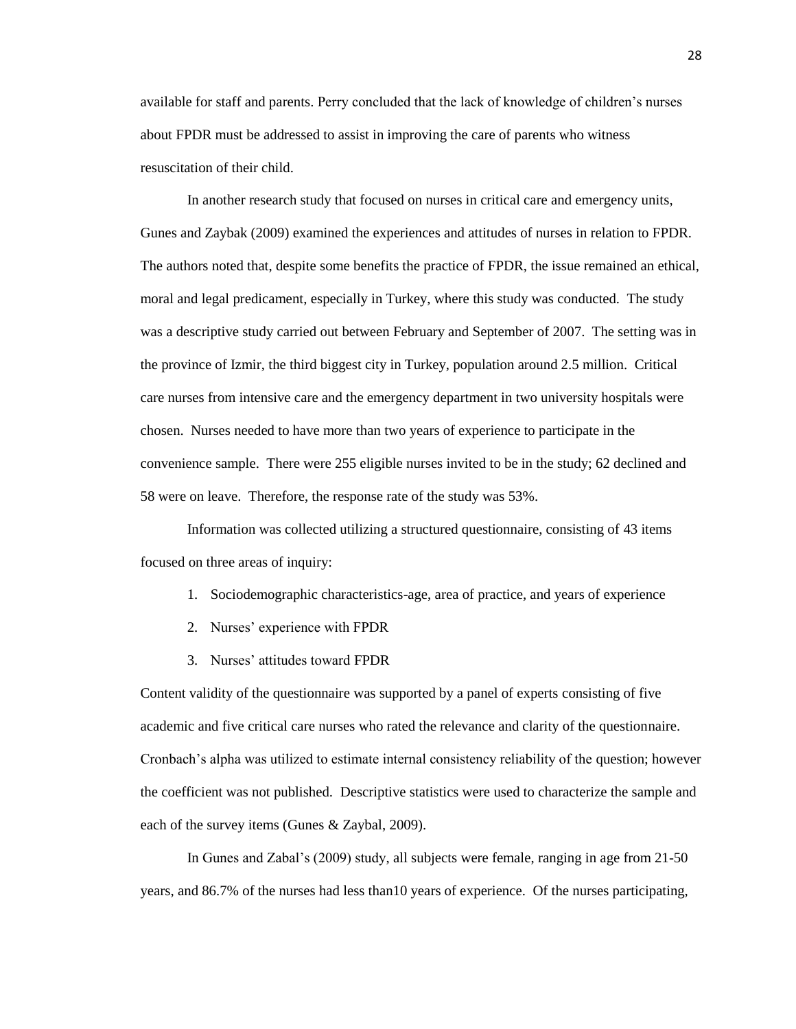available for staff and parents. Perry concluded that the lack of knowledge of children's nurses about FPDR must be addressed to assist in improving the care of parents who witness resuscitation of their child.

In another research study that focused on nurses in critical care and emergency units, Gunes and Zaybak (2009) examined the experiences and attitudes of nurses in relation to FPDR. The authors noted that, despite some benefits the practice of FPDR, the issue remained an ethical, moral and legal predicament, especially in Turkey, where this study was conducted. The study was a descriptive study carried out between February and September of 2007. The setting was in the province of Izmir, the third biggest city in Turkey, population around 2.5 million. Critical care nurses from intensive care and the emergency department in two university hospitals were chosen. Nurses needed to have more than two years of experience to participate in the convenience sample. There were 255 eligible nurses invited to be in the study; 62 declined and 58 were on leave. Therefore, the response rate of the study was 53%.

Information was collected utilizing a structured questionnaire, consisting of 43 items focused on three areas of inquiry:

1. Sociodemographic characteristics-age, area of practice, and years of experience
2. Nurses' experience with FPDR
3. Nurses' attitudes toward FPDR

Content validity of the questionnaire was supported by a panel of experts consisting of five academic and five critical care nurses who rated the relevance and clarity of the questionnaire. Cronbach's alpha was utilized to estimate internal consistency reliability of the question; however the coefficient was not published. Descriptive statistics were used to characterize the sample and each of the survey items (Gunes & Zaybal, 2009).

In Gunes and Zabal's (2009) study, all subjects were female, ranging in age from 21-50 years, and 86.7% of the nurses had less than10 years of experience. Of the nurses participating,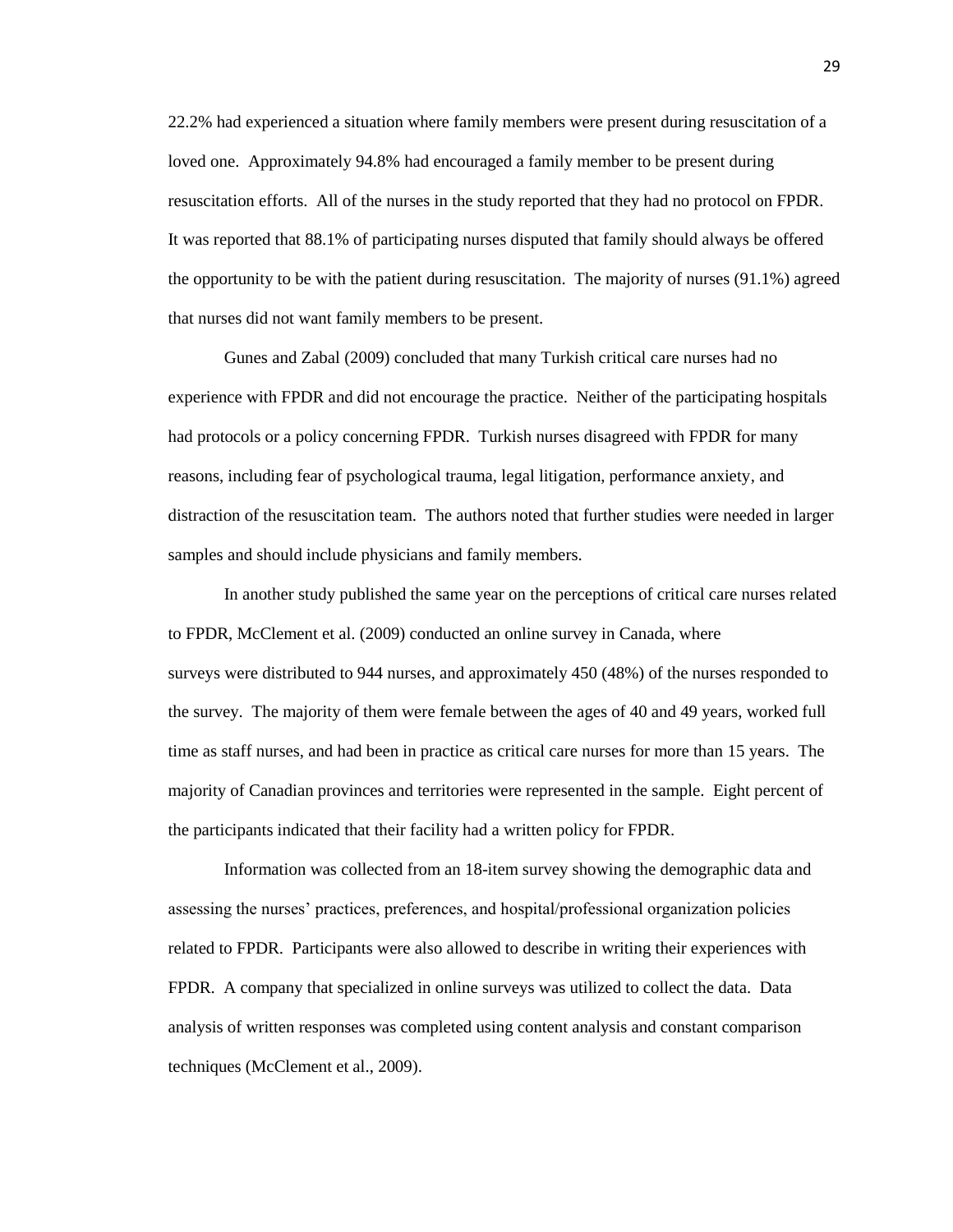22.2% had experienced a situation where family members were present during resuscitation of a loved one. Approximately 94.8% had encouraged a family member to be present during resuscitation efforts. All of the nurses in the study reported that they had no protocol on FPDR. It was reported that 88.1% of participating nurses disputed that family should always be offered the opportunity to be with the patient during resuscitation. The majority of nurses (91.1%) agreed that nurses did not want family members to be present.

Gunes and Zabal (2009) concluded that many Turkish critical care nurses had no experience with FPDR and did not encourage the practice. Neither of the participating hospitals had protocols or a policy concerning FPDR. Turkish nurses disagreed with FPDR for many reasons, including fear of psychological trauma, legal litigation, performance anxiety, and distraction of the resuscitation team. The authors noted that further studies were needed in larger samples and should include physicians and family members.

In another study published the same year on the perceptions of critical care nurses related to FPDR, McClement et al. (2009) conducted an online survey in Canada, where surveys were distributed to 944 nurses, and approximately 450 (48%) of the nurses responded to the survey. The majority of them were female between the ages of 40 and 49 years, worked full time as staff nurses, and had been in practice as critical care nurses for more than 15 years. The majority of Canadian provinces and territories were represented in the sample. Eight percent of the participants indicated that their facility had a written policy for FPDR.

Information was collected from an 18-item survey showing the demographic data and assessing the nurses' practices, preferences, and hospital/professional organization policies related to FPDR. Participants were also allowed to describe in writing their experiences with FPDR. A company that specialized in online surveys was utilized to collect the data. Data analysis of written responses was completed using content analysis and constant comparison techniques (McClement et al., 2009).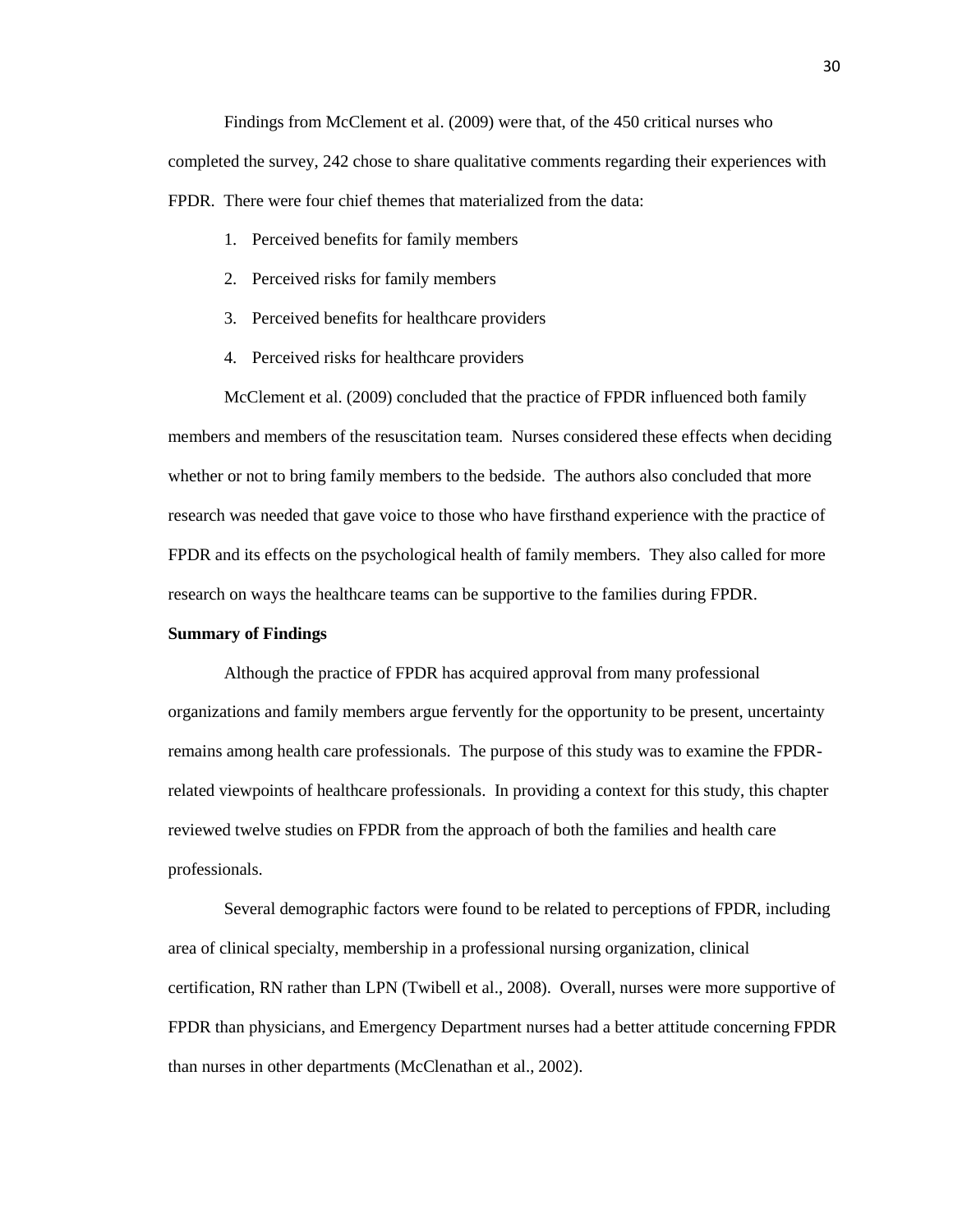Findings from McClement et al. (2009) were that, of the 450 critical nurses who completed the survey, 242 chose to share qualitative comments regarding their experiences with FPDR. There were four chief themes that materialized from the data:

1. Perceived benefits for family members
2. Perceived risks for family members
3. Perceived benefits for healthcare providers
4. Perceived risks for healthcare providers

McClement et al. (2009) concluded that the practice of FPDR influenced both family members and members of the resuscitation team. Nurses considered these effects when deciding whether or not to bring family members to the bedside. The authors also concluded that more research was needed that gave voice to those who have firsthand experience with the practice of FPDR and its effects on the psychological health of family members. They also called for more research on ways the healthcare teams can be supportive to the families during FPDR.

**Summary of Findings**

Although the practice of FPDR has acquired approval from many professional organizations and family members argue fervently for the opportunity to be present, uncertainty remains among health care professionals. The purpose of this study was to examine the FPDR-related viewpoints of healthcare professionals. In providing a context for this study, this chapter reviewed twelve studies on FPDR from the approach of both the families and health care professionals.

Several demographic factors were found to be related to perceptions of FPDR, including area of clinical specialty, membership in a professional nursing organization, clinical certification, RN rather than LPN (Twibell et al., 2008). Overall, nurses were more supportive of FPDR than physicians, and Emergency Department nurses had a better attitude concerning FPDR than nurses in other departments (McClenathan et al., 2002).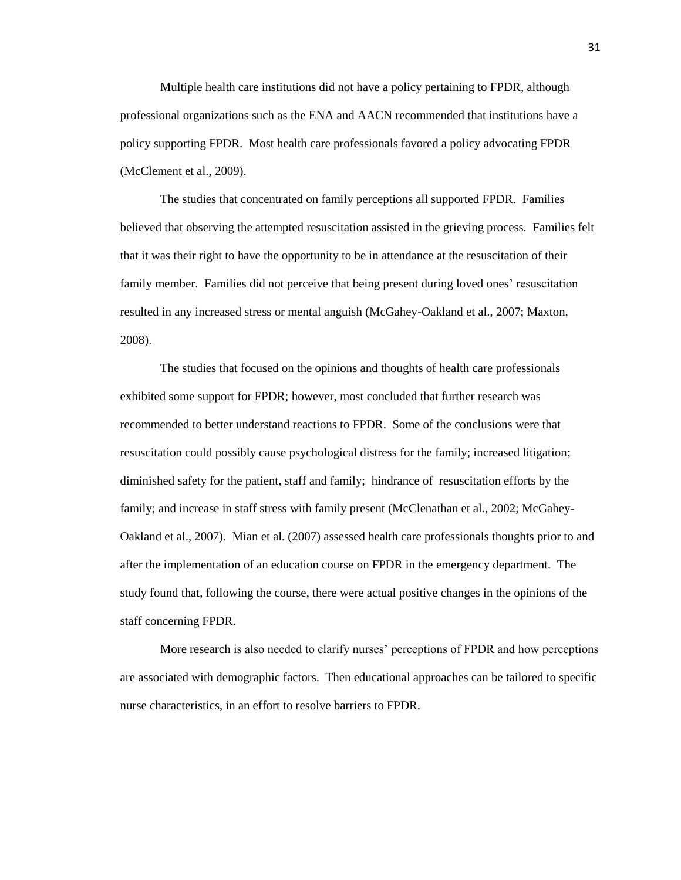Multiple health care institutions did not have a policy pertaining to FPDR, although professional organizations such as the ENA and AACN recommended that institutions have a policy supporting FPDR. Most health care professionals favored a policy advocating FPDR (McClement et al., 2009).

The studies that concentrated on family perceptions all supported FPDR. Families believed that observing the attempted resuscitation assisted in the grieving process. Families felt that it was their right to have the opportunity to be in attendance at the resuscitation of their family member. Families did not perceive that being present during loved ones' resuscitation resulted in any increased stress or mental anguish (McGahey-Oakland et al., 2007; Maxton, 2008).

The studies that focused on the opinions and thoughts of health care professionals exhibited some support for FPDR; however, most concluded that further research was recommended to better understand reactions to FPDR. Some of the conclusions were that resuscitation could possibly cause psychological distress for the family; increased litigation; diminished safety for the patient, staff and family; hindrance of resuscitation efforts by the family; and increase in staff stress with family present (McClenathan et al., 2002; McGahey-Oakland et al., 2007). Mian et al. (2007) assessed health care professionals thoughts prior to and after the implementation of an education course on FPDR in the emergency department. The study found that, following the course, there were actual positive changes in the opinions of the staff concerning FPDR.

More research is also needed to clarify nurses' perceptions of FPDR and how perceptions are associated with demographic factors. Then educational approaches can be tailored to specific nurse characteristics, in an effort to resolve barriers to FPDR.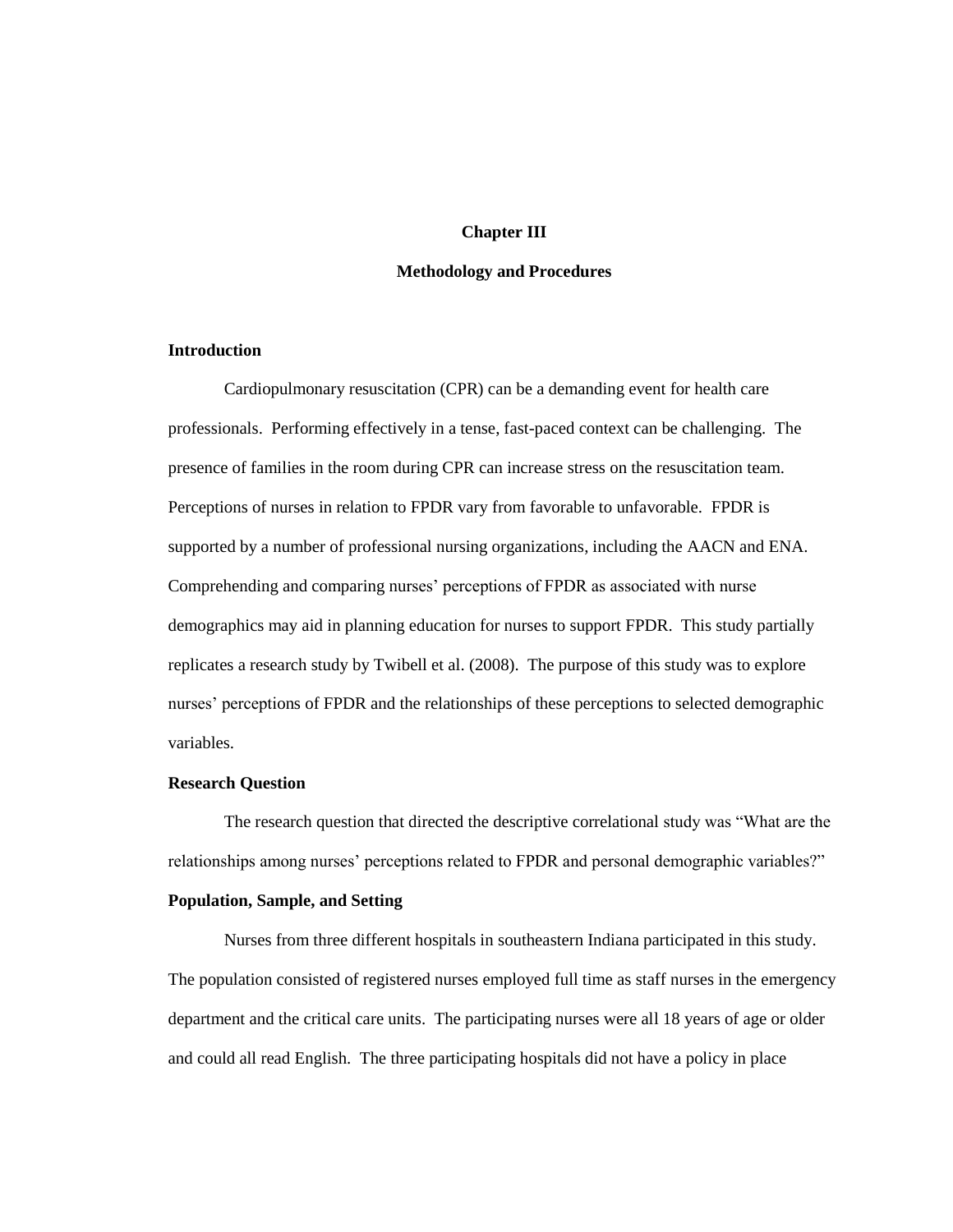# Chapter III

## Methodology and Procedures

### Introduction

Cardiopulmonary resuscitation (CPR) can be a demanding event for health care professionals. Performing effectively in a tense, fast-paced context can be challenging. The presence of families in the room during CPR can increase stress on the resuscitation team. Perceptions of nurses in relation to FPDR vary from favorable to unfavorable. FPDR is supported by a number of professional nursing organizations, including the AACN and ENA. Comprehending and comparing nurses' perceptions of FPDR as associated with nurse demographics may aid in planning education for nurses to support FPDR. This study partially replicates a research study by Twibell et al. (2008). The purpose of this study was to explore nurses' perceptions of FPDR and the relationships of these perceptions to selected demographic variables.

### Research Question

The research question that directed the descriptive correlational study was "What are the relationships among nurses' perceptions related to FPDR and personal demographic variables?"

### Population, Sample, and Setting

Nurses from three different hospitals in southeastern Indiana participated in this study. The population consisted of registered nurses employed full time as staff nurses in the emergency department and the critical care units. The participating nurses were all 18 years of age or older and could all read English. The three participating hospitals did not have a policy in place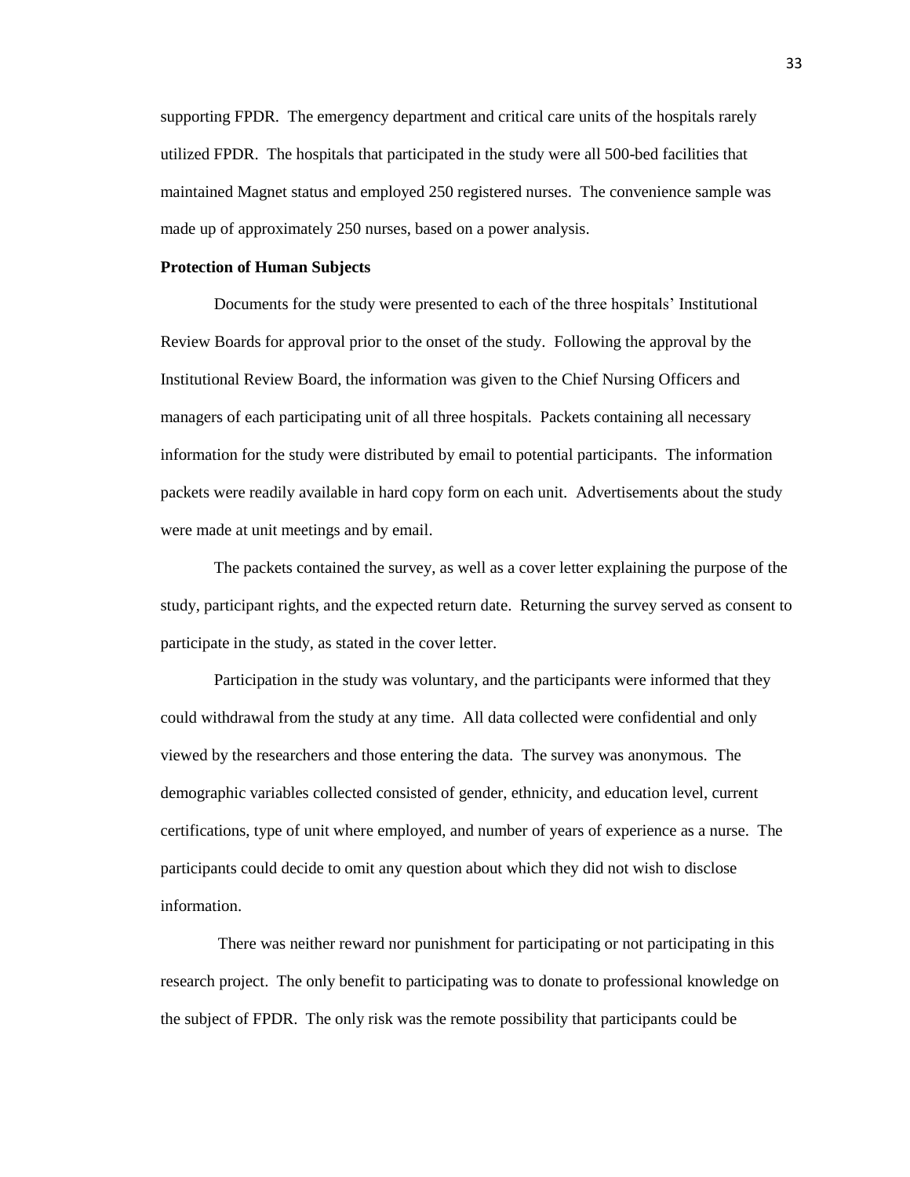supporting FPDR. The emergency department and critical care units of the hospitals rarely utilized FPDR. The hospitals that participated in the study were all 500-bed facilities that maintained Magnet status and employed 250 registered nurses. The convenience sample was made up of approximately 250 nurses, based on a power analysis.

**Protection of Human Subjects**

Documents for the study were presented to each of the three hospitals' Institutional Review Boards for approval prior to the onset of the study. Following the approval by the Institutional Review Board, the information was given to the Chief Nursing Officers and managers of each participating unit of all three hospitals. Packets containing all necessary information for the study were distributed by email to potential participants. The information packets were readily available in hard copy form on each unit. Advertisements about the study were made at unit meetings and by email.

The packets contained the survey, as well as a cover letter explaining the purpose of the study, participant rights, and the expected return date. Returning the survey served as consent to participate in the study, as stated in the cover letter.

Participation in the study was voluntary, and the participants were informed that they could withdrawal from the study at any time. All data collected were confidential and only viewed by the researchers and those entering the data. The survey was anonymous. The demographic variables collected consisted of gender, ethnicity, and education level, current certifications, type of unit where employed, and number of years of experience as a nurse. The participants could decide to omit any question about which they did not wish to disclose information.

There was neither reward nor punishment for participating or not participating in this research project. The only benefit to participating was to donate to professional knowledge on the subject of FPDR. The only risk was the remote possibility that participants could be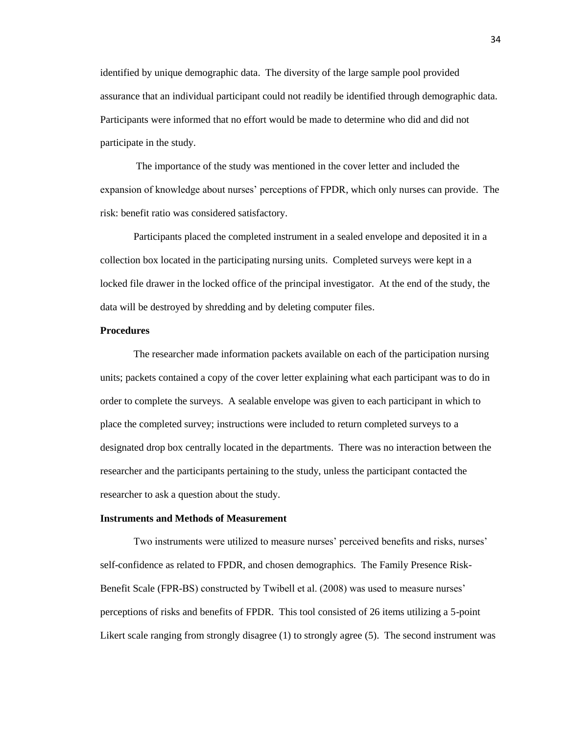identified by unique demographic data. The diversity of the large sample pool provided assurance that an individual participant could not readily be identified through demographic data. Participants were informed that no effort would be made to determine who did and did not participate in the study.

The importance of the study was mentioned in the cover letter and included the expansion of knowledge about nurses' perceptions of FPDR, which only nurses can provide. The risk: benefit ratio was considered satisfactory.

Participants placed the completed instrument in a sealed envelope and deposited it in a collection box located in the participating nursing units. Completed surveys were kept in a locked file drawer in the locked office of the principal investigator. At the end of the study, the data will be destroyed by shredding and by deleting computer files.

**Procedures**

The researcher made information packets available on each of the participation nursing units; packets contained a copy of the cover letter explaining what each participant was to do in order to complete the surveys. A sealable envelope was given to each participant in which to place the completed survey; instructions were included to return completed surveys to a designated drop box centrally located in the departments. There was no interaction between the researcher and the participants pertaining to the study, unless the participant contacted the researcher to ask a question about the study.

**Instruments and Methods of Measurement**

Two instruments were utilized to measure nurses' perceived benefits and risks, nurses' self-confidence as related to FPDR, and chosen demographics. The Family Presence Risk-Benefit Scale (FPR-BS) constructed by Twibell et al. (2008) was used to measure nurses' perceptions of risks and benefits of FPDR. This tool consisted of 26 items utilizing a 5-point Likert scale ranging from strongly disagree (1) to strongly agree (5). The second instrument was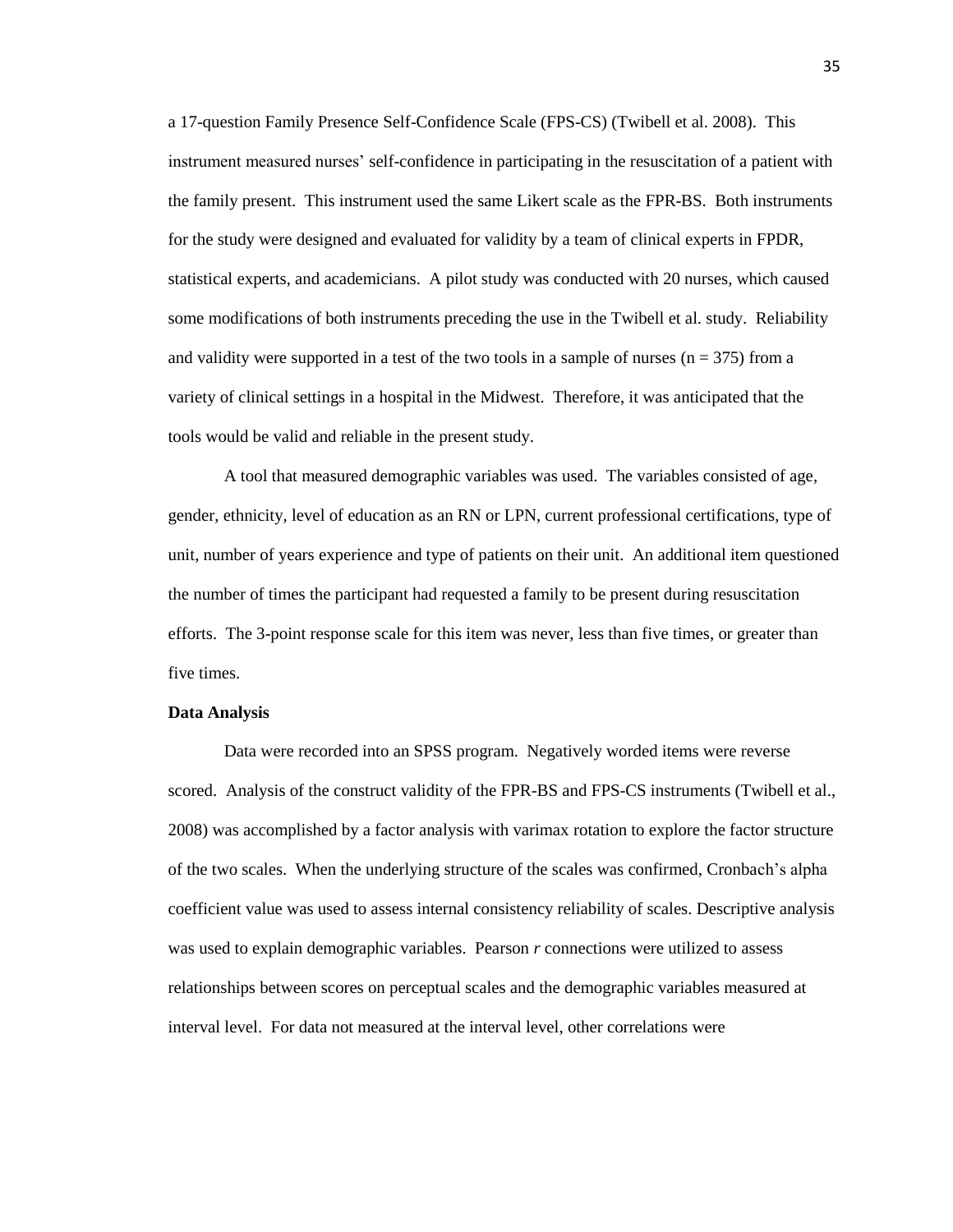a 17-question Family Presence Self-Confidence Scale (FPS-CS) (Twibell et al. 2008). This instrument measured nurses' self-confidence in participating in the resuscitation of a patient with the family present. This instrument used the same Likert scale as the FPR-BS. Both instruments for the study were designed and evaluated for validity by a team of clinical experts in FPDR, statistical experts, and academicians. A pilot study was conducted with 20 nurses, which caused some modifications of both instruments preceding the use in the Twibell et al. study. Reliability and validity were supported in a test of the two tools in a sample of nurses ($n = 375$) from a variety of clinical settings in a hospital in the Midwest. Therefore, it was anticipated that the tools would be valid and reliable in the present study.

A tool that measured demographic variables was used. The variables consisted of age, gender, ethnicity, level of education as an RN or LPN, current professional certifications, type of unit, number of years experience and type of patients on their unit. An additional item questioned the number of times the participant had requested a family to be present during resuscitation efforts. The 3-point response scale for this item was never, less than five times, or greater than five times.

**Data Analysis**

Data were recorded into an SPSS program. Negatively worded items were reverse scored. Analysis of the construct validity of the FPR-BS and FPS-CS instruments (Twibell et al., 2008) was accomplished by a factor analysis with varimax rotation to explore the factor structure of the two scales. When the underlying structure of the scales was confirmed, Cronbach's alpha coefficient value was used to assess internal consistency reliability of scales. Descriptive analysis was used to explain demographic variables. Pearson *r* connections were utilized to assess relationships between scores on perceptual scales and the demographic variables measured at interval level. For data not measured at the interval level, other correlations were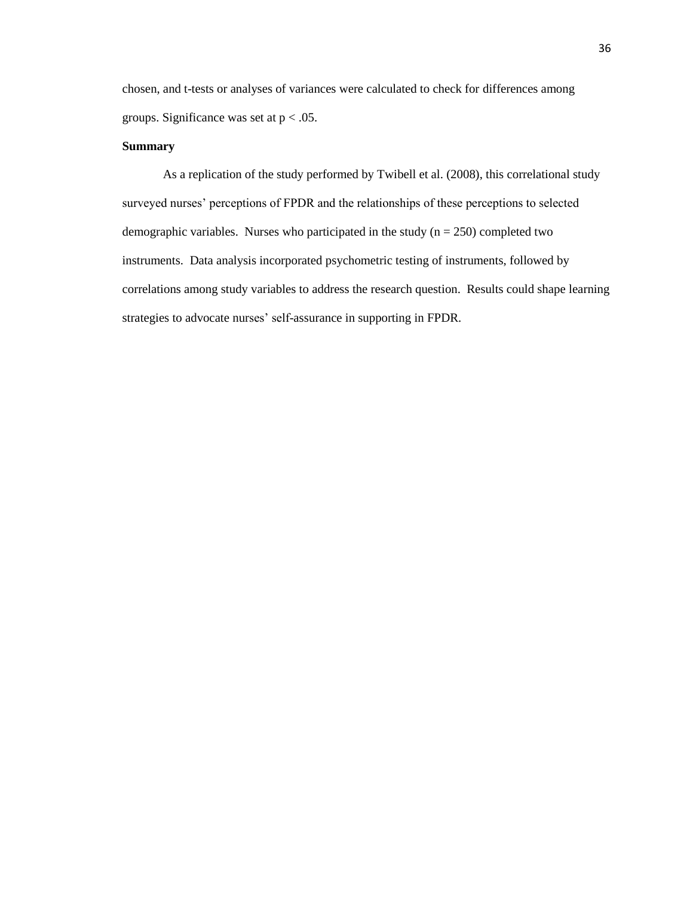chosen, and t-tests or analyses of variances were calculated to check for differences among groups. Significance was set at $p < .05$.

## Summary

As a replication of the study performed by Twibell et al. (2008), this correlational study surveyed nurses' perceptions of FPDR and the relationships of these perceptions to selected demographic variables. Nurses who participated in the study ($n = 250$) completed two instruments. Data analysis incorporated psychometric testing of instruments, followed by correlations among study variables to address the research question. Results could shape learning strategies to advocate nurses' self-assurance in supporting in FPDR.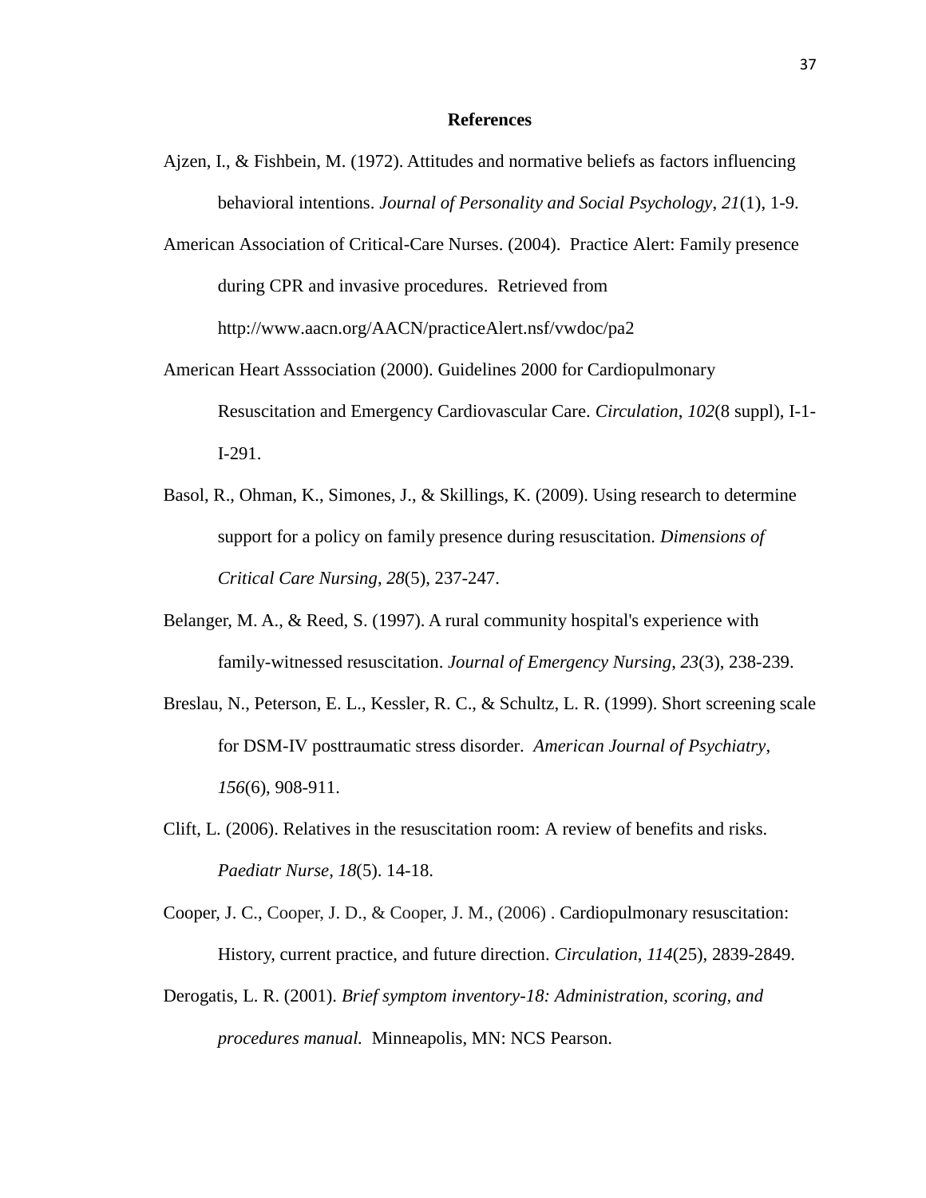# References

Ajzen, I., & Fishbein, M. (1972). Attitudes and normative beliefs as factors influencing behavioral intentions. *Journal of Personality and Social Psychology*, *21*(1), 1-9.

American Association of Critical-Care Nurses. (2004). Practice Alert: Family presence during CPR and invasive procedures. Retrieved from http://www.aacn.org/AACN/practiceAlert.nsf/vwdoc/pa2

American Heart Asssociation (2000). Guidelines 2000 for Cardiopulmonary Resuscitation and Emergency Cardiovascular Care. *Circulation*, *102*(8 suppl), I-1-I-291.

Basol, R., Ohman, K., Simones, J., & Skillings, K. (2009). Using research to determine support for a policy on family presence during resuscitation. *Dimensions of Critical Care Nursing*, *28*(5), 237-247.

Belanger, M. A., & Reed, S. (1997). A rural community hospital's experience with family-witnessed resuscitation. *Journal of Emergency Nursing*, *23*(3), 238-239.

Breslau, N., Peterson, E. L., Kessler, R. C., & Schultz, L. R. (1999). Short screening scale for DSM-IV posttraumatic stress disorder. *American Journal of Psychiatry*, *156*(6), 908-911.

Clift, L. (2006). Relatives in the resuscitation room: A review of benefits and risks. *Paediatr Nurse, 18*(5). 14-18.

Cooper, J. C., Cooper, J. D., & Cooper, J. M., (2006) . Cardiopulmonary resuscitation: History, current practice, and future direction. *Circulation*, *114*(25), 2839-2849.

Derogatis, L. R. (2001). *Brief symptom inventory-18: Administration, scoring, and procedures manual.* Minneapolis, MN: NCS Pearson.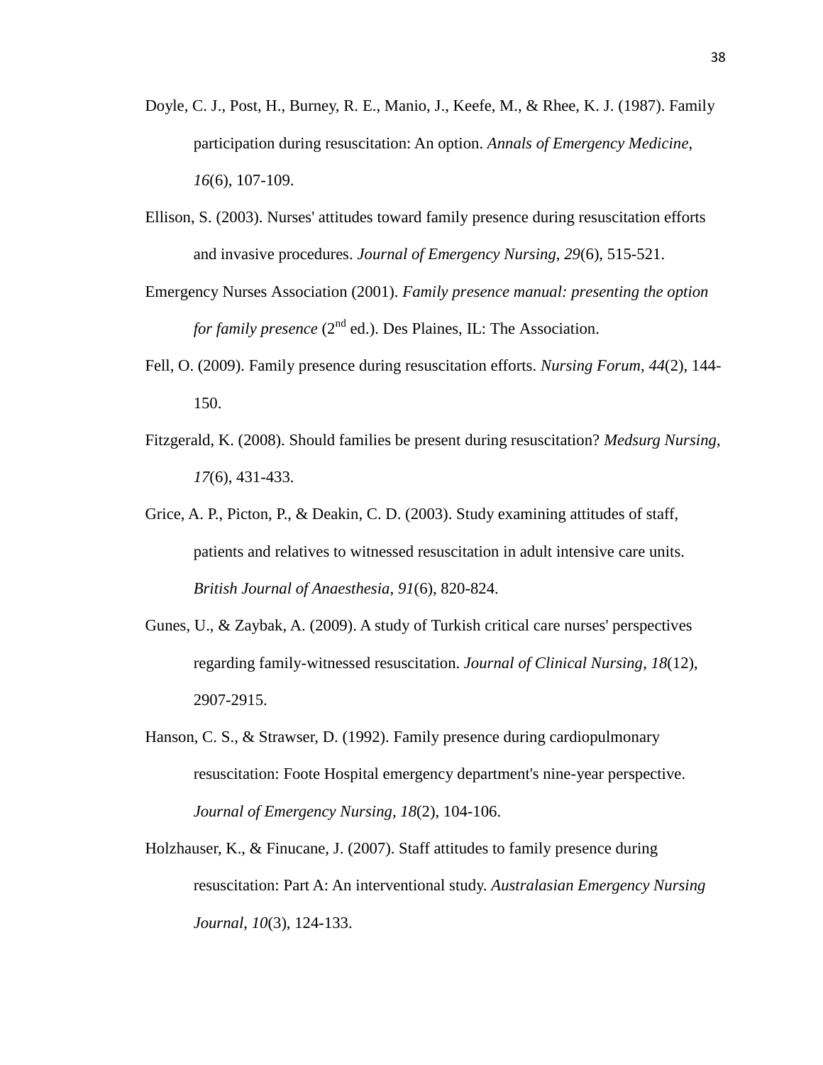Doyle, C. J., Post, H., Burney, R. E., Manio, J., Keefe, M., & Rhee, K. J. (1987). Family participation during resuscitation: An option. *Annals of Emergency Medicine*, *16*(6), 107-109.

Ellison, S. (2003). Nurses' attitudes toward family presence during resuscitation efforts and invasive procedures. *Journal of Emergency Nursing*, *29*(6), 515-521.

Emergency Nurses Association (2001). *Family presence manual: presenting the option for family presence* (2nd ed.). Des Plaines, IL: The Association.

Fell, O. (2009). Family presence during resuscitation efforts. *Nursing Forum*, *44*(2), 144-150.

Fitzgerald, K. (2008). Should families be present during resuscitation? *Medsurg Nursing*, *17*(6), 431-433.

Grice, A. P., Picton, P., & Deakin, C. D. (2003). Study examining attitudes of staff, patients and relatives to witnessed resuscitation in adult intensive care units. *British Journal of Anaesthesia*, *91*(6), 820-824.

Gunes, U., & Zaybak, A. (2009). A study of Turkish critical care nurses' perspectives regarding family-witnessed resuscitation. *Journal of Clinical Nursing*, *18*(12), 2907-2915.

Hanson, C. S., & Strawser, D. (1992). Family presence during cardiopulmonary resuscitation: Foote Hospital emergency department's nine-year perspective. *Journal of Emergency Nursing*, *18*(2), 104-106.

Holzhauser, K., & Finucane, J. (2007). Staff attitudes to family presence during resuscitation: Part A: An interventional study. *Australasian Emergency Nursing Journal*, *10*(3), 124-133.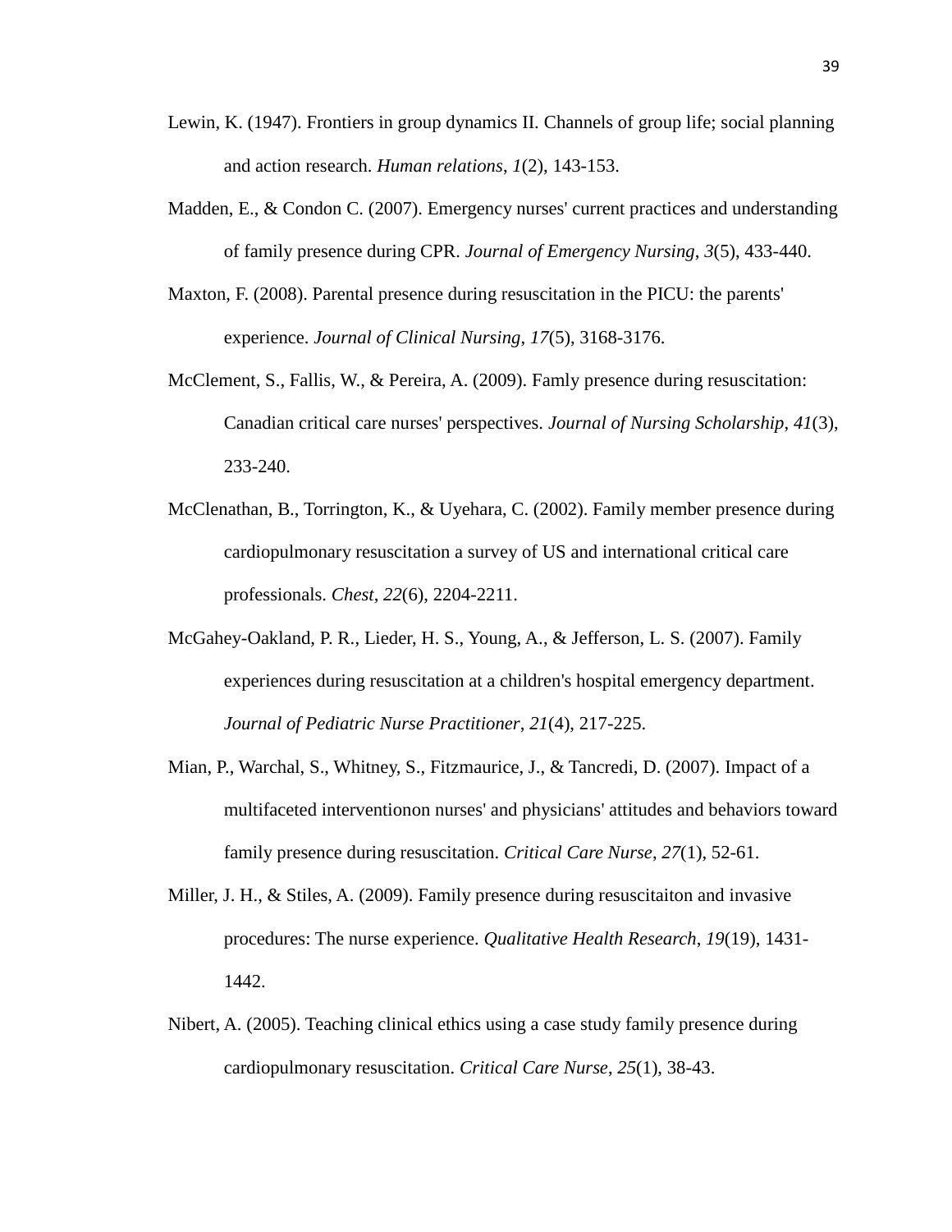Lewin, K. (1947). Frontiers in group dynamics II. Channels of group life; social planning and action research. *Human relations*, *1*(2), 143-153.

Madden, E., & Condon C. (2007). Emergency nurses' current practices and understanding of family presence during CPR. *Journal of Emergency Nursing*, *3*(5), 433-440.

Maxton, F. (2008). Parental presence during resuscitation in the PICU: the parents' experience. *Journal of Clinical Nursing*, *17*(5), 3168-3176.

McClement, S., Fallis, W., & Pereira, A. (2009). Famly presence during resuscitation: Canadian critical care nurses' perspectives. *Journal of Nursing Scholarship*, *41*(3), 233-240.

McClenathan, B., Torrington, K., & Uyehara, C. (2002). Family member presence during cardiopulmonary resuscitation a survey of US and international critical care professionals. *Chest*, *22*(6), 2204-2211.

McGahey-Oakland, P. R., Lieder, H. S., Young, A., & Jefferson, L. S. (2007). Family experiences during resuscitation at a children's hospital emergency department. *Journal of Pediatric Nurse Practitioner*, *21*(4), 217-225.

Mian, P., Warchal, S., Whitney, S., Fitzmaurice, J., & Tancredi, D. (2007). Impact of a multifaceted interventionon nurses' and physicians' attitudes and behaviors toward family presence during resuscitation. *Critical Care Nurse*, *27*(1), 52-61.

Miller, J. H., & Stiles, A. (2009). Family presence during resuscitaiton and invasive procedures: The nurse experience. *Qualitative Health Research*, *19*(19), 1431-1442.

Nibert, A. (2005). Teaching clinical ethics using a case study family presence during cardiopulmonary resuscitation. *Critical Care Nurse*, *25*(1), 38-43.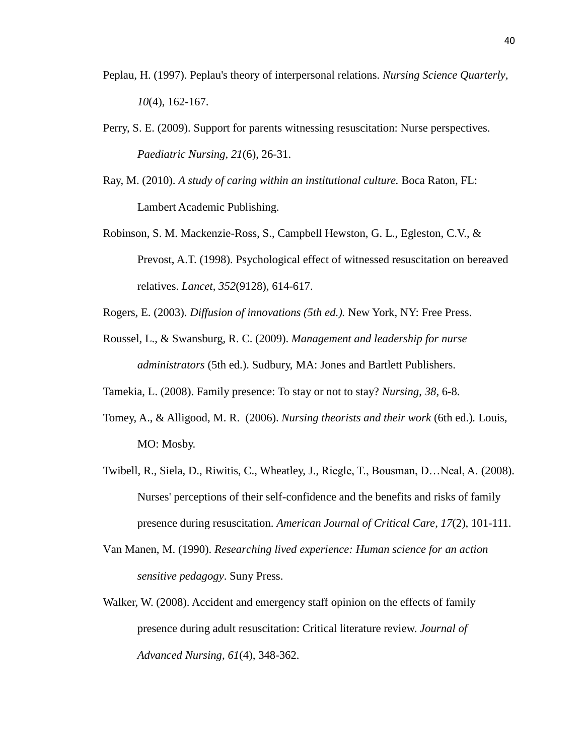Peplau, H. (1997). Peplau's theory of interpersonal relations. *Nursing Science Quarterly*, *10*(4), 162-167.

Perry, S. E. (2009). Support for parents witnessing resuscitation: Nurse perspectives. *Paediatric Nursing*, *21*(6), 26-31.

Ray, M. (2010). *A study of caring within an institutional culture.* Boca Raton, FL: Lambert Academic Publishing.

Robinson, S. M. Mackenzie-Ross, S., Campbell Hewston, G. L., Egleston, C.V., & Prevost, A.T. (1998). Psychological effect of witnessed resuscitation on bereaved relatives. *Lancet*, *352*(9128), 614-617.

Rogers, E. (2003). *Diffusion of innovations (5th ed.).* New York, NY: Free Press.

Roussel, L., & Swansburg, R. C. (2009). *Management and leadership for nurse administrators* (5th ed.). Sudbury, MA: Jones and Bartlett Publishers.

Tamekia, L. (2008). Family presence: To stay or not to stay? *Nursing, 38*, 6-8.

Tomey, A., & Alligood, M. R.  (2006). *Nursing theorists and their work* (6th ed.). Louis, MO: Mosby.

Twibell, R., Siela, D., Riwitis, C., Wheatley, J., Riegle, T., Bousman, D…Neal, A. (2008). Nurses' perceptions of their self-confidence and the benefits and risks of family presence during resuscitation. *American Journal of Critical Care*, *17*(2), 101-111.

Van Manen, M. (1990). *Researching lived experience: Human science for an action sensitive pedagogy*. Suny Press.

Walker, W. (2008). Accident and emergency staff opinion on the effects of family presence during adult resuscitation: Critical literature review. *Journal of Advanced Nursing*, *61*(4), 348-362.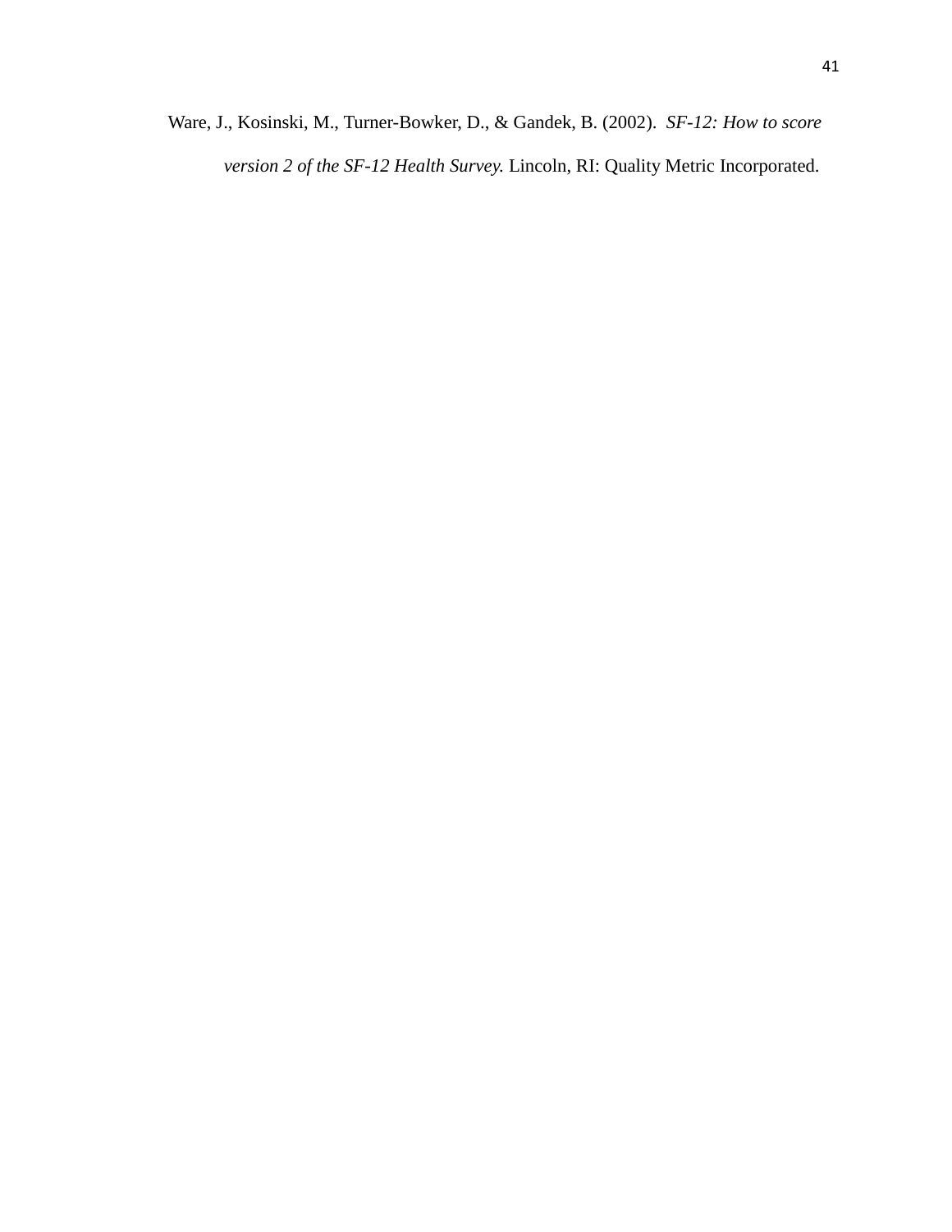Ware, J., Kosinski, M., Turner-Bowker, D., & Gandek, B. (2002). *SF-12: How to score version 2 of the SF-12 Health Survey.* Lincoln, RI: Quality Metric Incorporated.